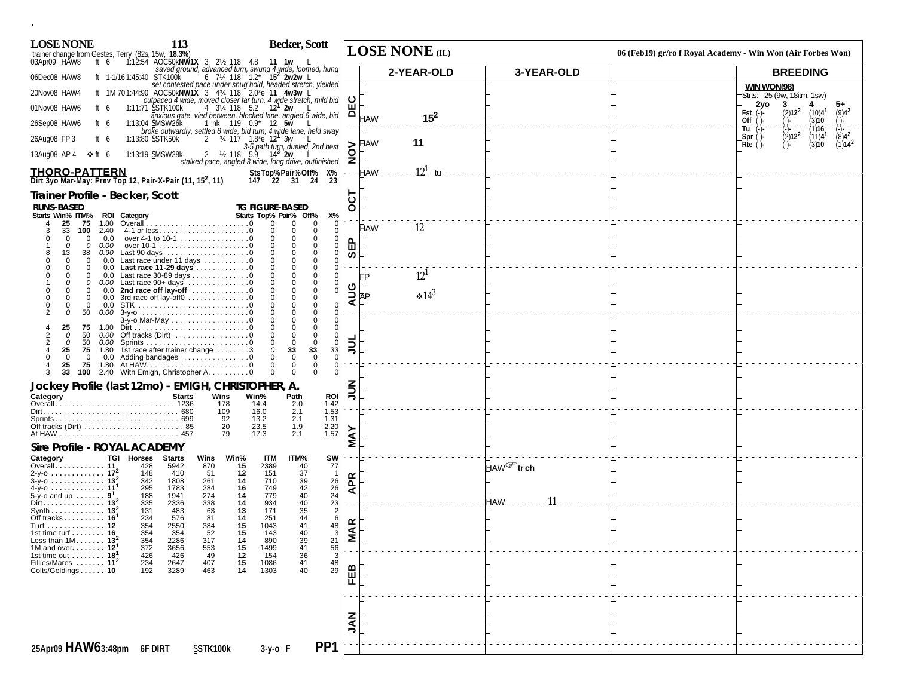# LOSE NONE 113 Becker, Scott

trainer change from Gestes, Terry (82s, 15w, **18.3%**)

| Date | Track | Surf | Dist | Time | Race | Info | Comment |
|---|---|---|---|---|---|---|---|
| 03Apr09 HAW8 | ft | 6 | 1:12:54 | AOC50kNW1X | 3 2½ 118 4.8 **11 1w** L | saved ground, advanced turn, swung 4 wide, loomed, hung |
| 06Dec08 HAW8 | ft | 1-1/16 | 1:45:40 | STK100k | 6 7¼ 118 1.2* **15² 2w2w** L | set contested pace under snug hold, headed stretch, yielded |
| 20Nov08 HAW4 | ft | 1M 70 | 1:44:90 | AOC50kNW1X | 3 4¾ 118 2.0*e **11 4w3w** L | outpaced 4 wide, moved closer far turn, 4 wide stretch, mild bid |
| 01Nov08 HAW6 | ft | 6 | 1:11:71 | SSTK100k | 4 3¼ 118 5.2 **12¹ 2w** L | anxious gate, vied between, blocked lane, angled 6 wide, bid |
| 26Sep08 HAW6 | ft | 6 | 1:13:04 | SMSW26k | 1 nk 119 0.9* **12 5w** L | broke outwardly, settled 8 wide, bid turn, 4 wide lane, held sway |
| 26Aug08 FP 3 | ft | 6 | 1:13:80 | SSTK50k | 2 ¾ 117 1.8*e **12¹ 3w** L | 3-5 path turn, dueled, 2nd best |
| 13Aug08 AP 4 | ❖ ft | 6 | 1:13:19 | SMSW28k | 2 ½ 118 5.9 **14³ 2w** L | stalked pace, angled 3 wide, long drive, outfinished |

## THORO-PATTERN

| | Sts | Top% | Pair% | Off% | X% |
|---|---|---|---|---|---|
| Dirt 3yo Mar-May: Prev Top 12, Pair-X-Pair (11, 15², 11) | 147 | 22 | 31 | 24 | 23 |

## Trainer Profile - Becker, Scott

| Starts | Win% | ITM% | ROI | Category | TG Starts | Top% | Pair% | Off% | X% |
|---|---|---|---|---|---|---|---|---|---|
| 4 | **25** | 75 | 1.80 | Overall | 0 | 0 | 0 | 0 | 0 |
| 3 | 33 | **100** | 2.40 | 4-1 or less | 0 | 0 | 0 | 0 | 0 |
| 0 | 0 | 0 | 0.0 | over 4-1 to 10-1 | 0 | 0 | 0 | 0 | 0 |
| 1 | *0* | *0* | *0.00* | over 10-1 | 0 | 0 | 0 | 0 | 0 |
| 8 | 13 | 38 | *0.90* | Last 90 days | 0 | 0 | 0 | 0 | 0 |
| 0 | 0 | 0 | 0.0 | Last race under 11 days | 0 | 0 | 0 | 0 | 0 |
| 0 | 0 | 0 | 0.0 | **Last race 11-29 days** | 0 | 0 | 0 | 0 | 0 |
| 0 | 0 | 0 | 0.0 | Last race 30-89 days | 0 | 0 | 0 | 0 | 0 |
| 1 | *0* | *0* | *0.00* | Last race 90+ days | 0 | 0 | 0 | 0 | 0 |
| 0 | 0 | 0 | 0.0 | **2nd race off lay-off** | 0 | 0 | 0 | 0 | 0 |
| 0 | 0 | 0 | 0.0 | 3rd race off lay-off0 | 0 | 0 | 0 | 0 | |
| 0 | 0 | 0 | 0.0 | STK | 0 | 0 | 0 | 0 | 0 |
| 2 | *0* | 50 | *0.00* | 3-y-o | 0 | 0 | 0 | 0 | 0 |
| | | | | 3-y-o Mar-May | 0 | 0 | 0 | 0 | 0 |
| 4 | **25** | 75 | 1.80 | Dirt | 0 | 0 | 0 | 0 | 0 |
| 2 | *0* | 50 | *0.00* | Off tracks (Dirt) | 0 | 0 | 0 | 0 | 0 |
| 2 | *0* | 50 | *0.00* | Sprints | 0 | 0 | 0 | 0 | 0 |
| 4 | **25** | 75 | 1.80 | 1st race after trainer change | 3 | *0* | **33** | **33** | 33 |
| 0 | 0 | 0 | 0.0 | Adding bandages | 0 | 0 | 0 | 0 | 0 |
| 4 | **25** | 75 | 1.80 | At HAW | 0 | 0 | 0 | 0 | 0 |
| 3 | **33** | **100** | 2.40 | With Emigh, Christopher A. | 0 | 0 | 0 | 0 | 0 |

## Jockey Profile (last 12mo) - EMIGH, CHRISTOPHER, A.

| Category | Starts | Wins | Win% | Path | ROI |
|---|---|---|---|---|---|
| Overall | 1236 | 178 | 14.4 | 2.0 | 1.42 |
| Dirt | 680 | 109 | 16.0 | 2.1 | 1.53 |
| Sprints | 699 | 92 | 13.2 | 2.1 | 1.31 |
| Off tracks (Dirt) | 85 | 20 | 23.5 | 1.9 | 2.20 |
| At HAW | 457 | 79 | 17.3 | 2.1 | 1.57 |

## Sire Profile - ROYAL ACADEMY

| Category | TGI | Horses | Starts | Wins | Win% | ITM | ITM% | SW |
|---|---|---|---|---|---|---|---|---|
| Overall | 11 | 428 | 5942 | 870 | 15 | 2389 | 40 | 77 |
| 2-y-o | 17² | 148 | 410 | 51 | 12 | 151 | 37 | 1 |
| 3-y-o | 13² | 342 | 1808 | 261 | 14 | 710 | 39 | 26 |
| 4-y-o | 11¹ | 295 | 1783 | 284 | 16 | 749 | 42 | 26 |
| 5-y-o and up | 9¹ | 188 | 1941 | 274 | 14 | 779 | 40 | 24 |
| Dirt | 13² | 335 | 2336 | 338 | 14 | 934 | 40 | 23 |
| Synth | 13² | 131 | 483 | 63 | 13 | 171 | 35 | 2 |
| Off tracks | 16¹ | 234 | 576 | 81 | 14 | 251 | 44 | 6 |
| Turf | 12 | 354 | 2550 | 384 | 15 | 1043 | 41 | 48 |
| 1st time turf | 16 | 354 | 354 | 52 | 15 | 143 | 40 | 3 |
| Less than 1M | 13² | 354 | 2286 | 317 | 14 | 890 | 39 | 21 |
| 1M and over | 12¹ | 372 | 3656 | 553 | 15 | 1499 | 41 | 56 |
| 1st time out | 18¹ | 426 | 426 | 49 | 12 | 154 | 36 | 3 |
| Fillies/Mares | 11² | 234 | 2647 | 407 | 15 | 1086 | 41 | 48 |
| Colts/Geldings | 10 | 192 | 3289 | 463 | 14 | 1303 | 40 | 29 |

**25Apr09 HAW6 3:48pm 6F DIRT SSTK100k 3-y-o F PP1**

# LOSE NONE (IL)

06 (Feb19) gr/ro f Royal Academy - Win Won (Air Forbes Won)

| Month | 2-YEAR-OLD | 3-YEAR-OLD |
|---|---|---|
| DEC | HAW 15² | |
| NOV | HAW 11; HAW 12¹ tu | |
| OCT | | |
| SEP | HAW 12 | |
| AUG | FP 12¹; AP ❖14³ | |
| JUL | | |
| JUN | | |
| MAY | | |
| APR | | HAW tr ch; HAW 11 |
| MAR | | |
| FEB | | |
| JAN | | |

## BREEDING

**WIN WON(98)**
Strts: 25 (9w, 18itm, 1sw)

| | 2yo | 3 | 4 | 5+ |
|---|---|---|---|---|
| Fst | (-)- | (2)12² | (10)4¹ | (9)4² |
| Off | (-)- | (-)- | (3)10 | (-)- |
| Tu | (-)- | (-)- | (1)16 | (-)- |
| Spr | (-)- | (2)12² | (11)4¹ | (8)4² |
| Rte | (-)- | (-)- | (3)10 | (1)14² |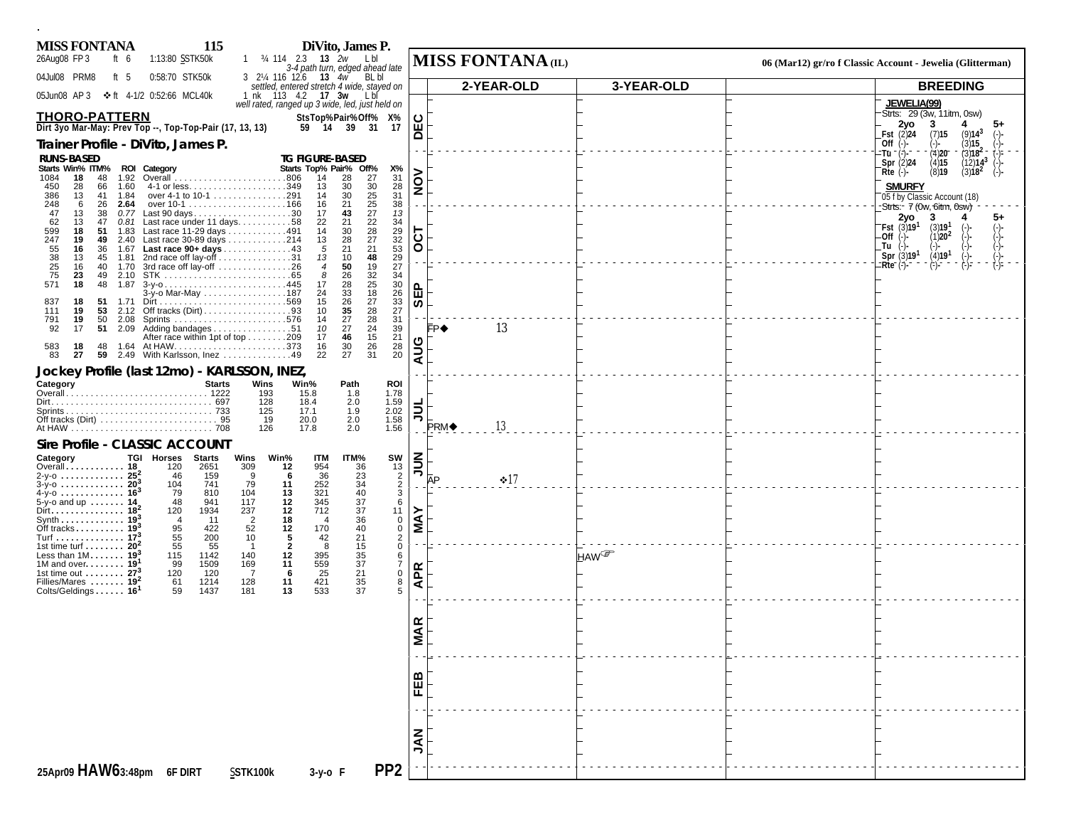## MISS FONTANA 115 DiVito, James P.

26Aug08 FP 3 ft 6 1:13:80 SSTK50k 1 ¾ 114 2.3 **13** *2w* L bl
*3-4 path turn, edged ahead late*

04Jul08 PRM8 ft 5 0:58:70 STK50k 3 2¼ 116 12.6 **13** *4w* BL bl
*settled, entered stretch 4 wide, stayed on*

05Jun08 AP 3 ❖ ft 4-1/2 0:52:66 MCL40k 1 nk 113 4.2 **17** **3w** L bl
*well rated, ranged up 3 wide, led, just held on*

### THORO-PATTERN

Dirt 3yo Mar-May: Prev Top --, Top-Top-Pair (17, 13, 13) StsTop%Pair%Off% X%: 59 14 39 31 17

### Trainer Profile - DiVito, James P.

| Starts | Win% | ITM% | ROI | Category | Starts | Top% | Pair% | Off% | X% |
|---|---|---|---|---|---|---|---|---|---|
| RUNS-BASED | | | | | TG FIGURE-BASED | | | | |
| 1084 | 18 | 48 | 1.92 | Overall | 806 | 14 | 28 | 27 | 31 |
| 450 | 28 | 66 | 1.60 | 4-1 or less | 349 | 13 | 30 | 30 | 28 |
| 386 | 13 | 41 | 1.84 | over 4-1 to 10-1 | 291 | 14 | 30 | 25 | 31 |
| 248 | 6 | 26 | **2.64** | over 10-1 | 166 | 16 | 21 | 25 | 38 |
| 47 | 13 | 38 | *0.77* | Last 90 days | 30 | 17 | **43** | 27 | *13* |
| 62 | 13 | 47 | *0.81* | Last race under 11 days | 58 | 22 | 21 | 22 | 34 |
| 599 | **18** | **51** | 1.83 | Last race 11-29 days | 491 | 14 | 30 | 28 | 29 |
| 247 | **19** | **49** | 2.40 | Last race 30-89 days | 214 | 13 | 28 | 27 | 32 |
| 55 | **16** | 36 | 1.67 | **Last race 90+ days** | 43 | *5* | 21 | 21 | 53 |
| 38 | 13 | 45 | 1.81 | 2nd race off lay-off | 31 | *13* | 10 | **48** | 29 |
| 25 | 16 | 40 | 1.70 | 3rd race off lay-off | 26 | *4* | **50** | 19 | 27 |
| 75 | **23** | 49 | 2.10 | STK | 65 | *8* | 26 | 32 | 34 |
| 571 | **18** | 48 | 1.87 | 3-y-o | 445 | 17 | 28 | 25 | 30 |
| | | | | 3-y-o Mar-May | 187 | 24 | 33 | 18 | 26 |
| 837 | **18** | **51** | 1.71 | Dirt | 569 | 15 | 26 | 27 | 33 |
| 111 | **19** | **53** | 2.12 | Off tracks (Dirt) | 93 | 10 | **35** | 28 | 27 |
| 791 | **19** | 50 | 2.08 | Sprints | 576 | 14 | 27 | 28 | 31 |
| 92 | 17 | **51** | 2.09 | Adding bandages | 51 | *10* | 27 | 24 | 39 |
| | | | | After race within 1pt of top | 209 | 17 | **46** | 15 | 21 |
| 583 | **18** | 48 | 1.64 | At HAW | 373 | 16 | 30 | 26 | 28 |
| 83 | **27** | **59** | 2.49 | With Karlsson, Inez | 49 | 22 | 27 | 31 | 20 |

### Jockey Profile (last 12mo) - KARLSSON, INEZ,

| Category | Starts | Wins | Win% | Path | ROI |
|---|---|---|---|---|---|
| Overall | 1222 | 193 | 15.8 | 1.8 | 1.78 |
| Dirt | 697 | 128 | 18.4 | 2.0 | 1.59 |
| Sprints | 733 | 125 | 17.1 | 1.9 | 2.02 |
| Off tracks (Dirt) | 95 | 19 | 20.0 | 2.0 | 1.58 |
| At HAW | 708 | 126 | 17.8 | 2.0 | 1.56 |

### Sire Profile - CLASSIC ACCOUNT

| Category | TGI | Horses | Starts | Wins | Win% | ITM | ITM% | SW |
|---|---|---|---|---|---|---|---|---|
| Overall | **18** | 120 | 2651 | 309 | **12** | 954 | 36 | 13 |
| 2-y-o | **25**[2] | 46 | 159 | 9 | **6** | 36 | 23 | 2 |
| 3-y-o | **20**[3] | 104 | 741 | 79 | **11** | 252 | 34 | 2 |
| 4-y-o | **16**[3] | 79 | 810 | 104 | **13** | 321 | 40 | 3 |
| 5-y-o and up | **14** | 48 | 941 | 117 | **12** | 345 | 37 | 6 |
| Dirt | **18**[2] | 120 | 1934 | 237 | **12** | 712 | 37 | 11 |
| Synth | **19**[3] | 4 | 11 | 2 | **18** | 4 | 36 | 0 |
| Off tracks | **19**[3] | 95 | 422 | 52 | **12** | 170 | 40 | 0 |
| Turf | **17**[3] | 55 | 200 | 10 | **5** | 42 | 21 | 2 |
| 1st time turf | **20**[2] | 55 | 55 | 1 | **2** | 8 | 15 | 0 |
| Less than 1M | **19**[3] | 115 | 1142 | 140 | **12** | 395 | 35 | 6 |
| 1M and over | **19**[1] | 99 | 1509 | 169 | **11** | 559 | 37 | 7 |
| 1st time out | **27**[3] | 120 | 120 | 7 | **6** | 25 | 21 | 0 |
| Fillies/Mares | **19**[2] | 61 | 1214 | 128 | **11** | 421 | 35 | 8 |
| Colts/Geldings | **16**[1] | 59 | 1437 | 181 | **13** | 533 | 37 | 5 |

**25Apr09 HAW6 3:48pm 6F DIRT SSTK100k 3-y-o F PP2**

## MISS FONTANA (IL)

06 (Mar12) gr/ro f Classic Account - Jewelia (Glitterman)

| Month | 2-YEAR-OLD | 3-YEAR-OLD |
|---|---|---|
| DEC | | |
| NOV | | |
| OCT | | |
| SEP | | |
| AUG | FP◆ 13 | |
| JUL | PRM◆ 13 | |
| JUN | AP ❖17 | |
| MAY | | |
| APR | | HAW☞ |
| MAR | | |
| FEB | | |
| JAN | | |

### BREEDING

**JEWELIA(99)**

Strts: 29 (3w, 11itm, 0sw)

| | 2yo | 3 | 4 | 5+ |
|---|---|---|---|---|
| Fst | (2)24 | (7)15 | (9)14[3] | (-)- |
| Off | (-)- | (-)- | (3)15 | (-)- |
| Tu | (-)- | (4)20 | (3)18[2] | (-)- |
| Spr | (2)24 | (4)15 | (12)14[3] | (-)- |
| Rte | (-)- | (8)19 | (3)18[2] | (-)- |

**SMURFY**

05 f by Classic Account (18)

Strts: 7 (0w, 6itm, 0sw)

| | 2yo | 3 | 4 | 5+ |
|---|---|---|---|---|
| Fst | (3)19[1] | (3)19[1] | (-)- | (-)- |
| Off | (-)- | (1)20[2] | (-)- | (-)- |
| Tu | (-)- | (-)- | (-)- | (-)- |
| Spr | (3)19[1] | (4)19[1] | (-)- | (-)- |
| Rte | (-)- | (-)- | (-)- | (-)- |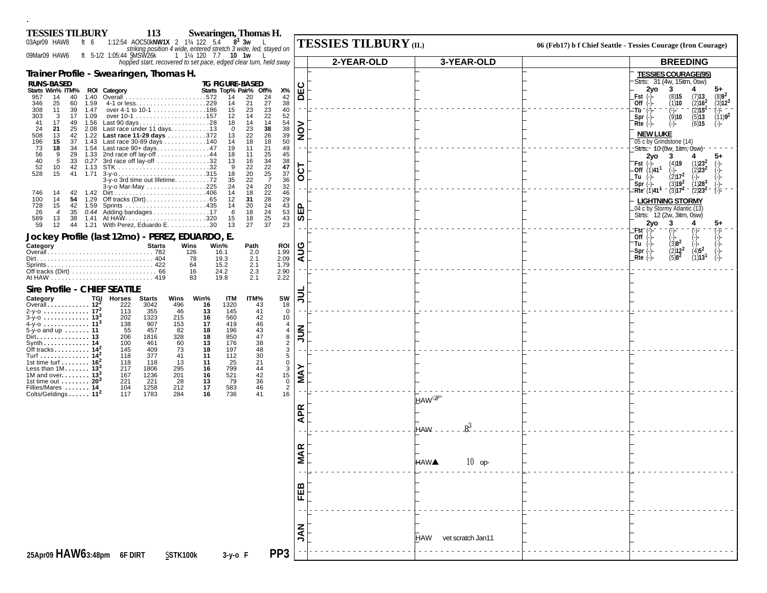## TESSIES TILBURY 113 Swearingen, Thomas H.

03Apr09 HAW8 ft 6 1:12:54 AOC50kNW1X 2 1¾ 122 5.4 $8^3$ 3w L
*striking position 4 wide, entered stretch 3 wide, led, stayed on*

09Mar09 HAW6 ft 5-1/2 1:05:44 SMSW26k 1 1¼ 120 7.7 10 1w L
*hopped start, recovered to set pace, edged clear turn, held sway*

### Trainer Profile - Swearingen, Thomas H.

| RUNS-BASED | | | | | TG FIGURE-BASED | | | | |
|---|---|---|---|---|---|---|---|---|---|
| Starts | Win% | ITM% | ROI | Category | Starts | Top% | Pair% | Off% | X% |
| 957 | 14 | 40 | 1.40 | Overall | 572 | 14 | 20 | 24 | 42 |
| 346 | 25 | 60 | 1.59 | 4-1 or less | 229 | 14 | 21 | 27 | 38 |
| 308 | 11 | 39 | 1.47 | over 4-1 to 10-1 | 186 | 15 | 23 | 23 | 40 |
| 303 | 3 | 17 | 1.09 | over 10-1 | 157 | 12 | 14 | 22 | 52 |
| 41 | 17 | 49 | 1.56 | Last 90 days | 28 | 18 | 14 | 14 | 54 |
| 24 | 21 | 25 | 2.08 | Last race under 11 days | 13 | 0 | 23 | 38 | 38 |
| 508 | 13 | 42 | 1.22 | Last race 11-29 days | 372 | 13 | 22 | 26 | 39 |
| 196 | 15 | 37 | 1.43 | Last race 30-89 days | 140 | 14 | 18 | 18 | 50 |
| 73 | 18 | 34 | 1.54 | Last race 90+ days | 47 | 19 | 11 | 21 | 49 |
| 56 | 9 | 29 | 1.33 | 2nd race off lay-off | 44 | 18 | 11 | 25 | 45 |
| 40 | 5 | 33 | 0.27 | 3rd race off lay-off | 32 | 13 | 16 | 34 | 38 |
| 52 | 10 | 42 | 1.13 | STK | 32 | 9 | 22 | 22 | 47 |
| 528 | 15 | 41 | 1.71 | 3-y-o | 315 | 18 | 20 | 25 | 37 |
| | | | | 3-y-o 3rd time out lifetime | 72 | 35 | 22 | 7 | 36 |
| | | | | 3-y-o Mar-May | 225 | 24 | 24 | 20 | 32 |
| 746 | 14 | 42 | 1.42 | Dirt | 406 | 14 | 18 | 22 | 46 |
| 100 | 14 | 54 | 1.29 | Off tracks (Dirt) | 65 | 12 | 31 | 28 | 29 |
| 728 | 15 | 42 | 1.59 | Sprints | 435 | 14 | 20 | 24 | 43 |
| 26 | 4 | 35 | 0.44 | Adding bandages | 17 | 6 | 18 | 24 | 53 |
| 589 | 13 | 38 | 1.41 | At HAW | 320 | 15 | 18 | 25 | 43 |
| 59 | 12 | 44 | 1.21 | With Perez, Eduardo E. | 30 | 13 | 27 | 37 | 23 |

### Jockey Profile (last 12mo) - PEREZ, EDUARDO, E.

| Category | Starts | Wins | Win% | Path | ROI |
|---|---|---|---|---|---|
| Overall | 782 | 126 | 16.1 | 2.0 | 1.99 |
| Dirt | 404 | 78 | 19.3 | 2.1 | 2.09 |
| Sprints | 422 | 64 | 15.2 | 2.1 | 1.79 |
| Off tracks (Dirt) | 66 | 16 | 24.2 | 2.3 | 2.90 |
| At HAW | 419 | 83 | 19.8 | 2.1 | 2.22 |

### Sire Profile - CHIEF SEATTLE

| Category | TGI | Horses | Starts | Wins | Win% | ITM | ITM% | SW |
|---|---|---|---|---|---|---|---|---|
| Overall | $12^2$ | 222 | 3042 | 496 | 16 | 1320 | 43 | 18 |
| 2-y-o | $17^2$ | 113 | 355 | 46 | 13 | 145 | 41 | 0 |
| 3-y-o | $13^3$ | 202 | 1323 | 215 | 16 | 560 | 42 | 10 |
| 4-y-o | $11^3$ | 138 | 907 | 153 | 17 | 419 | 46 | 4 |
| 5-y-o and up | 11 | 55 | 457 | 82 | 18 | 196 | 43 | 4 |
| Dirt | 13 | 206 | 1816 | 328 | 18 | 850 | 47 | 8 |
| Synth | 14 | 100 | 461 | 60 | 13 | 176 | 38 | 2 |
| Off tracks | $14^2$ | 145 | 409 | 73 | 18 | 197 | 48 | 3 |
| Turf | $14^2$ | 118 | 377 | 41 | 11 | 112 | 30 | 5 |
| 1st time turf | $16^2$ | 118 | 118 | 13 | 11 | 25 | 21 | 0 |
| Less than 1M | $13^3$ | 217 | 1806 | 295 | 16 | 799 | 44 | 3 |
| 1M and over | $13^3$ | 167 | 1236 | 201 | 16 | 521 | 42 | 15 |
| 1st time out | $20^3$ | 221 | 221 | 28 | 13 | 79 | 36 | 0 |
| Fillies/Mares | 14 | 104 | 1258 | 212 | 17 | 583 | 46 | 2 |
| Colts/Geldings | $11^2$ | 117 | 1783 | 284 | 16 | 736 | 41 | 16 |

**25Apr09 HAW6 3:48pm 6F DIRT SSTK100k 3-y-o F PP3**

## TESSIES TILBURY (IL)

**06 (Feb17) b f Chief Seattle - Tessies Courage (Iron Courage)**

| | 2-YEAR-OLD | 3-YEAR-OLD | | BREEDING |
|---|---|---|---|---|
| DEC | | | | |
| NOV | | | | |
| OCT | | | | |
| SEP | | | | |
| AUG | | | | |
| JUL | | | | |
| JUN | | | | |
| MAY | | | | |
| APR | | HAW☞ <br> HAW $8^3$ | | |
| MAR | | HAW▲ 10 op- | | |
| FEB | | | | |
| JAN | | HAW vet scratch Jan11 | | |

### Breeding

**TESSIES COURAGE(95)**
Strts: 31 (4w, 15itm, 0sw)

| | 2yo | 3 | 4 | 5+ |
|---|---|---|---|---|
| Fst | (-)- | (8)15 | (7)13 | (8)$9^2$ |
| Off | (-)- | (1)10 | (2)$16^2$ | (3)$12^3$ |
| Tu | (-)- | (-)- | (2)$15^1$ | (-)- |
| Spr | (-)- | (9)10 | (5)13 | (11)$9^2$ |
| Rte | (-)- | (-)- | (6)15 | (-)- |

**NEW LUKE**
05 c by Grindstone (14)
Strts: 10 (0w, 1itm, 0sw)

| | 2yo | 3 | 4 | 5+ |
|---|---|---|---|---|
| Fst | (-)- | (4)19 | (1)$23^2$ | (-)- |
| Off | (1)$41^1$ | (-)- | (2)$23^2$ | (-)- |
| Tu | (-)- | (2)$17^2$ | (-)- | (-)- |
| Spr | (-)- | (3)$19^2$ | (1)$28^3$ | (-)- |
| Rte | (1)$41^1$ | (3)$17^2$ | (2)$23^2$ | (-)- |

**LIGHTNING STORMY**
04 c by Stormy Atlantic (13)
Strts: 12 (2w, 3itm, 0sw)

| | 2yo | 3 | 4 | 5+ |
|---|---|---|---|---|
| Fst | (-)- | (-)- | (-)- | (-)- |
| Off | (-)- | (-)- | (-)- | (-)- |
| Tu | (-)- | (3)$8^2$ | (-)- | (-)- |
| Spr | (-)- | (2)$12^2$ | (4)$5^2$ | (-)- |
| Rte | (-)- | (5)$8^2$ | (1)$13^1$ | (-)- |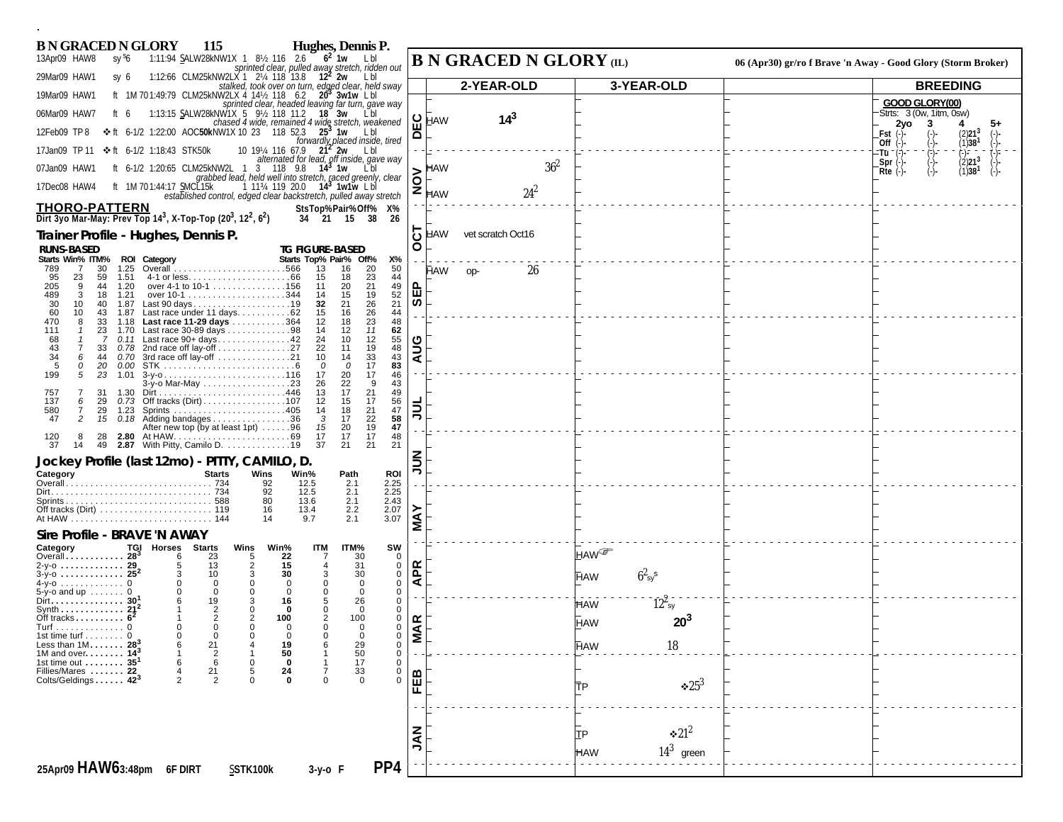# B N GRACED N GLORY 115 Hughes, Dennis P.

| Date | Track | Cond | Race | Odds/Wt | Fig | Comment |
|---|---|---|---|---|---|---|
| 13Apr09 HAW8 | sy S 6 | 1:11:94 SALW28kNW1X 1 8½ 116 2.6 | | | $6^2$ 1w L bl | sprinted clear, pulled away stretch, ridden out |
| 29Mar09 HAW1 | sy 6 | 1:12:66 CLM25kNW2LX 1 2¼ 118 13.8 | | | $12^2$ 2w L bl | stalked, took over on turn, edged clear, held sway |
| 19Mar09 HAW1 | ft 1M 70 | 1:49:79 CLM25kNW2LX 4 14½ 118 6.2 | | | $20^3$ 3w1w L bl | sprinted clear, headed leaving far turn, gave way |
| 06Mar09 HAW7 | ft 6 | 1:13:15 SALW28kNW1X 5 9½ 118 11.2 | | | 18 3w L bl | chased 4 wide, remained 4 wide stretch, weakened |
| 12Feb09 TP 8 | ❖ ft 6-1/2 | 1:22:00 AOC50kNW1X 10 23 118 52.3 | | | $25^3$ 1w L bl | forwardly placed inside, tired |
| 17Jan09 TP 11 | ❖ ft 6-1/2 | 1:18:43 STK50k 10 19¼ 116 67.9 | | | $21^2$ 2w L bl | alternated for lead, off inside, gave way |
| 07Jan09 HAW1 | ft 6-1/2 | 1:20:65 CLM25kNW2L 1 3 118 9.8 | | | $14^3$ 1w L bl | grabbed lead, held well into stretch, raced greenly, clear |
| 17Dec08 HAW4 | ft 1M 70 | 1:44:17 SMCL15k 1 11¾ 119 20.0 | | | $14^3$ 1w1w L bl | established control, edged clear backstretch, pulled away stretch |

## THORO-PATTERN

Dirt 3yo Mar-May: Prev Top $14^3$, X-Top-Top ($20^3$, $12^2$, $6^2$)

| Sts | Top% | Pair% | Off% | X% |
|---|---|---|---|---|
| 34 | 21 | 15 | 38 | 26 |

## Trainer Profile - Hughes, Dennis P.

| Starts | Win% | ITM% | ROI | Category | Starts | Top% | Pair% | Off% | X% |
|---|---|---|---|---|---|---|---|---|---|
| 789 | 7 | 30 | 1.25 | Overall | 566 | 13 | 16 | 20 | 50 |
| 95 | 23 | 59 | 1.51 | 4-1 or less | 66 | 15 | 18 | 23 | 44 |
| 205 | 9 | 44 | 1.20 | over 4-1 to 10-1 | 156 | 11 | 20 | 21 | 49 |
| 489 | 3 | 18 | 1.21 | over 10-1 | 344 | 14 | 15 | 19 | 52 |
| 30 | 10 | 40 | 1.87 | Last 90 days | 19 | 32 | 21 | 26 | 21 |
| 60 | 10 | 43 | 1.87 | Last race under 11 days | 62 | 15 | 16 | 26 | 44 |
| 470 | 8 | 33 | 1.18 | **Last race 11-29 days** | 364 | 12 | 18 | 23 | 48 |
| 111 | 1 | 23 | 1.70 | Last race 30-89 days | 98 | 14 | 12 | 11 | 62 |
| 68 | 1 | 7 | 0.11 | Last race 90+ days | 42 | 24 | 10 | 12 | 55 |
| 43 | 7 | 33 | 0.78 | 2nd race off lay-off | 27 | 22 | 11 | 19 | 48 |
| 34 | 6 | 44 | 0.70 | 3rd race off lay-off | 21 | 10 | 14 | 33 | 43 |
| 5 | 0 | 20 | 0.00 | STK | 6 | 0 | 0 | 17 | 83 |
| 199 | 5 | 23 | 1.01 | 3-y-o | 116 | 17 | 20 | 17 | 46 |
| | | | | 3-y-o Mar-May | 23 | 26 | 22 | 9 | 43 |
| 757 | 7 | 31 | 1.30 | Dirt | 446 | 13 | 17 | 21 | 49 |
| 137 | 6 | 29 | 0.73 | Off tracks (Dirt) | 107 | 12 | 15 | 17 | 56 |
| 580 | 7 | 29 | 1.23 | Sprints | 405 | 14 | 18 | 21 | 47 |
| 47 | 2 | 15 | 0.18 | Adding bandages | 36 | 3 | 17 | 22 | 58 |
| | | | | After new top (by at least 1pt) | 96 | 15 | 20 | 19 | 47 |
| 120 | 8 | 28 | 2.80 | At HAW | 69 | 17 | 17 | 17 | 48 |
| 37 | 14 | 49 | 2.87 | With Pitty, Camilo D. | 19 | 37 | 21 | 21 | 21 |

## Jockey Profile (last 12mo) - PITTY, CAMILO, D.

| Category | Starts | Wins | Win% | Path | ROI |
|---|---|---|---|---|---|
| Overall | 734 | 92 | 12.5 | 2.1 | 2.25 |
| Dirt | 734 | 92 | 12.5 | 2.1 | 2.25 |
| Sprints | 588 | 80 | 13.6 | 2.1 | 2.43 |
| Off tracks (Dirt) | 119 | 16 | 13.4 | 2.2 | 2.07 |
| At HAW | 144 | 14 | 9.7 | 2.1 | 3.07 |

## Sire Profile - BRAVE 'N AWAY

| Category | TGI | Horses | Starts | Wins | Win% | ITM | ITM% | SW |
|---|---|---|---|---|---|---|---|---|
| Overall | $28^3$ | 6 | 23 | 5 | 22 | 7 | 30 | 0 |
| 2-y-o | 29 | 5 | 13 | 2 | 15 | 4 | 31 | 0 |
| 3-y-o | $25^2$ | 3 | 10 | 3 | 30 | 3 | 30 | 0 |
| 4-y-o | 0 | 0 | 0 | 0 | 0 | 0 | 0 | 0 |
| 5-y-o and up | 0 | 0 | 0 | 0 | 0 | 0 | 0 | 0 |
| Dirt | $30^1$ | 6 | 19 | 3 | 16 | 5 | 26 | 0 |
| Synth | $21^2$ | 1 | 2 | 0 | 0 | 0 | 0 | 0 |
| Off tracks | $6^2$ | 1 | 2 | 2 | 100 | 2 | 100 | 0 |
| Turf | 0 | 0 | 0 | 0 | 0 | 0 | 0 | 0 |
| 1st time turf | 0 | 0 | 0 | 0 | 0 | 0 | 0 | 0 |
| Less than 1M | $28^3$ | 6 | 21 | 4 | 19 | 6 | 29 | 0 |
| 1M and over | $14^3$ | 1 | 2 | 1 | 50 | 1 | 50 | 0 |
| 1st time out | $35^1$ | 6 | 6 | 0 | 0 | 1 | 17 | 0 |
| Fillies/Mares | 22 | 4 | 21 | 5 | 24 | 7 | 33 | 0 |
| Colts/Geldings | $42^3$ | 2 | 2 | 0 | 0 | 0 | 0 | 0 |

**25Apr09 HAW6 3:48pm 6F DIRT SSTK100k 3-y-o F PP4**

---

# B N GRACED N GLORY (IL)

06 (Apr30) gr/ro f Brave 'n Away - Good Glory (Storm Broker)

| Month | 2-YEAR-OLD | 3-YEAR-OLD | | BREEDING |
|---|---|---|---|---|
| DEC | HAW $14^3$ | | | |
| NOV | HAW $36^2$; HAW $24^2$ | | | |
| OCT | HAW vet scratch Oct16 | | | |
| SEP | HAW op- 26 | | | |
| AUG | | | | |
| JUL | | | | |
| JUN | | | | |
| MAY | | | | |
| APR | | HAW ☞; HAW $6^2_{sy}$ s | | |
| MAR | | HAW $12^2_{sy}$; HAW $20^3$; HAW 18 | | |
| FEB | | TP ❖$25^3$ | | |
| JAN | | TP ❖$21^2$; HAW $14^3$ green | | |

**GOOD GLORY(00)**

Strts: 3 (0w, 1itm, 0sw)

| | 2yo | 3 | 4 | 5+ |
|---|---|---|---|---|
| Fst | (-)- | (-)- | (2)$21^3$ | (-)- |
| Off | (-)- | (-)- | (1)$38^1$ | (-)- |
| Tu | (-)- | (-)- | (-)- | (-)- |
| Spr | (-)- | (-)- | (2)$21^3$ | (-)- |
| Rte | (-)- | (-)- | (1)$38^1$ | (-)- |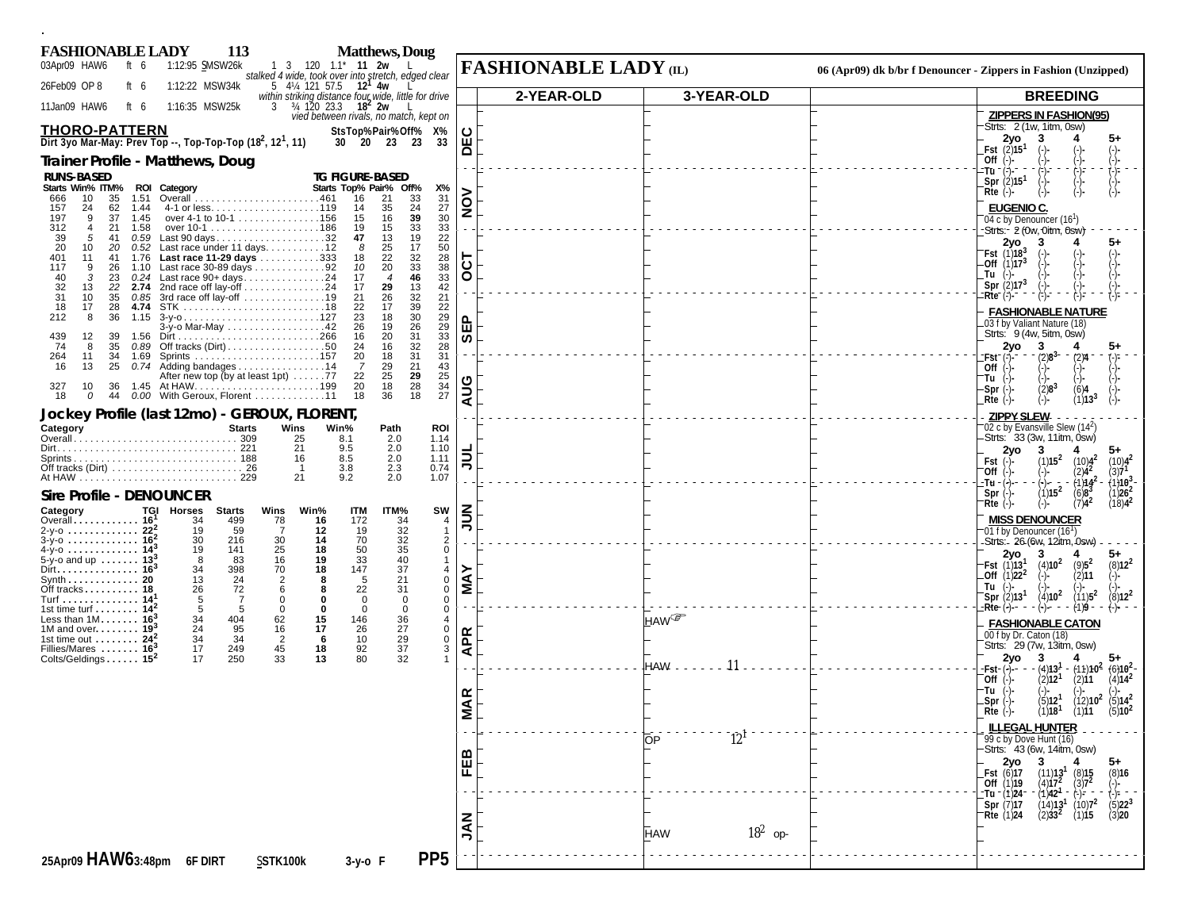## FASHIONABLE LADY 113 — Matthews, Doug

| Date | Track | Surf | Dist | Time | Class | | | | | | | |
|---|---|---|---|---|---|---|---|---|---|---|---|---|
| 03Apr09 | HAW6 | ft | 6 | 1:12:95 | SMSW26k | 1 | 3 | 120 | 1.1* | 11 | 2w | L |

stalked 4 wide, took over into stretch, edged clear

| Date | Track | Surf | Dist | Time | Class | | | | | | | |
|---|---|---|---|---|---|---|---|---|---|---|---|---|
| 26Feb09 | OP 8 | ft | 6 | 1:12:22 | MSW34k | 5 | 4¼ | 121 | 57.5 | 12[1] | 4w | L |

within striking distance four wide, little for drive

| Date | Track | Surf | Dist | Time | Class | | | | | | | |
|---|---|---|---|---|---|---|---|---|---|---|---|---|
| 11Jan09 | HAW6 | ft | 6 | 1:16:35 | MSW25k | 3 | ¾ | 120 | 23.3 | 18[2] | 2w | L |

vied between rivals, no match, kept on

### THORO-PATTERN

| | StsTop% | Pair% | Off% | X% |
|---|---|---|---|---|
| Dirt 3yo Mar-May: Prev Top --, Top-Top-Top (18[2], 12[1], 11) | 30 | 20 | 23 | 23 | 33 |

### Trainer Profile - Matthews, Doug

| Starts | Win% | ITM% | ROI | Category | Starts | Top% | Pair% | Off% | X% |
|---|---|---|---|---|---|---|---|---|---|
| 666 | 10 | 35 | 1.51 | Overall | 461 | 16 | 21 | 33 | 31 |
| 157 | 24 | 62 | 1.44 | 4-1 or less | 119 | 14 | 35 | 24 | 27 |
| 197 | 9 | 37 | 1.45 | over 4-1 to 10-1 | 156 | 15 | 16 | **39** | 30 |
| 312 | 4 | 21 | 1.58 | over 10-1 | 186 | 19 | 15 | 33 | 33 |
| 39 | *5* | 41 | *0.59* | Last 90 days | 32 | **47** | 13 | 19 | 22 |
| 20 | 10 | *20* | *0.52* | Last race under 11 days | 12 | *8* | 25 | 17 | 50 |
| 401 | 11 | 41 | 1.76 | **Last race 11-29 days** | 333 | 18 | 22 | 32 | 28 |
| 117 | 9 | 26 | 1.10 | Last race 30-89 days | 92 | *10* | 20 | 33 | 38 |
| 40 | *3* | 23 | *0.24* | Last race 90+ days | 24 | 17 | *4* | **46** | 33 |
| 32 | 13 | *22* | **2.74** | 2nd race off lay-off | 24 | 17 | **29** | 13 | 42 |
| 31 | 10 | 35 | *0.85* | 3rd race off lay-off | 19 | 21 | 26 | 32 | 21 |
| 18 | 17 | 28 | **4.74** | STK | 18 | 22 | 17 | 39 | 22 |
| 212 | 8 | 36 | 1.15 | 3-y-o | 127 | 23 | 18 | 30 | 29 |
| | | | | 3-y-o Mar-May | 42 | 26 | 19 | 26 | 29 |
| 439 | 12 | 39 | 1.56 | Dirt | 266 | 16 | 20 | 31 | 33 |
| 74 | 8 | 35 | *0.89* | Off tracks (Dirt) | 50 | 24 | 16 | 32 | 28 |
| 264 | 11 | 34 | 1.69 | Sprints | 157 | 20 | 18 | 31 | 31 |
| 16 | 13 | 25 | *0.74* | Adding bandages | 14 | *7* | 29 | 21 | 43 |
| | | | | After new top (by at least 1pt) | 77 | 22 | 25 | **29** | 25 |
| 327 | 10 | 36 | 1.45 | At HAW | 199 | 20 | 18 | 28 | 34 |
| 18 | *0* | 44 | *0.00* | With Geroux, Florent | 11 | 18 | 36 | 18 | 27 |

### Jockey Profile (last 12mo) - GEROUX, FLORENT,

| Category | Starts | Wins | Win% | Path | ROI |
|---|---|---|---|---|---|
| Overall | 309 | 25 | 8.1 | 2.0 | 1.14 |
| Dirt | 221 | 21 | 9.5 | 2.0 | 1.10 |
| Sprints | 188 | 16 | 8.5 | 2.0 | 1.11 |
| Off tracks (Dirt) | 26 | 1 | 3.8 | 2.3 | 0.74 |
| At HAW | 229 | 21 | 9.2 | 2.0 | 1.07 |

### Sire Profile - DENOUNCER

| Category | TGI | Horses | Starts | Wins | Win% | ITM | ITM% | SW |
|---|---|---|---|---|---|---|---|---|
| Overall | 16[1] | 34 | 499 | 78 | 16 | 172 | 34 | 4 |
| 2-y-o | 22[2] | 19 | 59 | 7 | 12 | 19 | 32 | 1 |
| 3-y-o | 16[2] | 30 | 216 | 30 | 14 | 70 | 32 | 2 |
| 4-y-o | 14[3] | 19 | 141 | 25 | 18 | 50 | 35 | 0 |
| 5-y-o and up | 13[3] | 8 | 83 | 16 | 19 | 33 | 40 | 1 |
| Dirt | 16[3] | 34 | 398 | 70 | 18 | 147 | 37 | 4 |
| Synth | 20 | 13 | 24 | 2 | 8 | 5 | 21 | 0 |
| Off tracks | 18 | 26 | 72 | 6 | 8 | 22 | 31 | 0 |
| Turf | 14[1] | 5 | 7 | 0 | 0 | 0 | 0 | 0 |
| 1st time turf | 14[2] | 5 | 5 | 0 | 0 | 0 | 0 | 0 |
| Less than 1M | 16[3] | 34 | 404 | 62 | 15 | 146 | 36 | 4 |
| 1M and over | 19[3] | 24 | 95 | 16 | 17 | 26 | 27 | 0 |
| 1st time out | 24[2] | 34 | 34 | 2 | 6 | 10 | 29 | 0 |
| Fillies/Mares | 16[3] | 17 | 249 | 45 | 18 | 92 | 37 | 3 |
| Colts/Geldings | 15[2] | 17 | 250 | 33 | 13 | 80 | 32 | 1 |

**25Apr09 HAW6 3:48pm 6F DIRT SSTK100k 3-y-o F PP5**

## FASHIONABLE LADY (IL)

06 (Apr09) dk b/br f Denouncer - Zippers in Fashion (Unzipped)

| Month | 2-YEAR-OLD | 3-YEAR-OLD | | BREEDING |
|---|---|---|---|---|
| APR | | HAW ☞ / HAW 11 | | |
| FEB | | OP 12[1] | | |
| JAN | | HAW 18[2] op- | | |

### BREEDING

**ZIPPERS IN FASHION(95)**
Strts: 2 (1w, 1itm, 0sw)

| | 2yo | 3 | 4 | 5+ |
|---|---|---|---|---|
| Fst | (2)15[1] | (-)- | (-)- | (-)- |
| Off | (-)- | (-)- | (-)- | (-)- |
| Tu | (-)- | (-)- | (-)- | (-)- |
| Spr | (2)15[1] | (-)- | (-)- | (-)- |
| Rte | (-)- | (-)- | (-)- | (-)- |

**EUGENIO C.**
04 c by Denouncer (16[1])
Strts: 2 (0w, 0itm, 0sw)

| | 2yo | 3 | 4 | 5+ |
|---|---|---|---|---|
| Fst | (1)18[3] | (-)- | (-)- | (-)- |
| Off | (1)17[3] | (-)- | (-)- | (-)- |
| Tu | (-)- | (-)- | (-)- | (-)- |
| Spr | (2)17[3] | (-)- | (-)- | (-)- |
| Rte | (-)- | (-)- | (-)- | (-)- |

**FASHIONABLE NATURE**
03 f by Valiant Nature (18)
Strts: 9 (4w, 5itm, 0sw)

| | 2yo | 3 | 4 | 5+ |
|---|---|---|---|---|
| Fst | (-)- | (2)8[3] | (2)4 | (-)- |
| Off | (-)- | (-)- | (-)- | (-)- |
| Tu | (-)- | (-)- | (-)- | (-)- |
| Spr | (-)- | (2)8[3] | (6)4 | (-)- |
| Rte | (-)- | (-)- | (1)13[3] | (-)- |

**ZIPPY SLEW**
02 c by Evansville Slew (14[2])
Strts: 33 (3w, 11itm, 0sw)

| | 2yo | 3 | 4 | 5+ |
|---|---|---|---|---|
| Fst | (-)- | (1)15[2] | (10)4[2] | (10)4[2] |
| Off | (-)- | (-)- | (2)4[2] | (3)7[1] |
| Tu | (-)- | (-)- | (1)14[2] | (1)10[3] |
| Spr | (-)- | (1)15[2] | (6)8[3] | (1)26[2] |
| Rte | (-)- | (-)- | (7)4[2] | (18)4[2] |

**MISS DENOUNCER**
01 f by Denouncer (16[1])
Strts: 26 (6w, 12itm, 0sw)

| | 2yo | 3 | 4 | 5+ |
|---|---|---|---|---|
| Fst | (1)13[1] | (4)10[2] | (9)5[2] | (8)12[2] |
| Off | (1)22[2] | (-)- | (2)11 | (-)- |
| Tu | (-)- | (-)- | (-)- | (-)- |
| Spr | (2)13[1] | (4)10[2] | (11)5[2] | (8)12[2] |
| Rte | (-)- | (-)- | (1)9 | (-)- |

**FASHIONABLE CATON**
00 f by Dr. Caton (18)
Strts: 29 (7w, 13itm, 0sw)

| | 2yo | 3 | 4 | 5+ |
|---|---|---|---|---|
| Fst | (-)- | (4)13[1] | (11)10[2] | (6)10[2] |
| Off | (-)- | (2)12[1] | (2)11 | (4)14[2] |
| Tu | (-)- | (-)- | (-)- | (-)- |
| Spr | (-)- | (5)12[1] | (12)10[2] | (5)14[2] |
| Rte | (-)- | (1)18[1] | (1)11 | (5)10[2] |

**ILLEGAL HUNTER**
99 c by Dove Hunt (16)
Strts: 43 (6w, 14itm, 0sw)

| | 2yo | 3 | 4 | 5+ |
|---|---|---|---|---|
| Fst | (6)17 | (11)13[1] | (8)15 | (8)16 |
| Off | (1)19 | (4)17[2] | (3)7[2] | (-)- |
| Tu | (1)24 | (1)42[1] | (-)- | (-)- |
| Spr | (7)17 | (14)13[1] | (10)7[2] | (5)22[3] |
| Rte | (1)24 | (2)33[2] | (1)15 | (3)20 |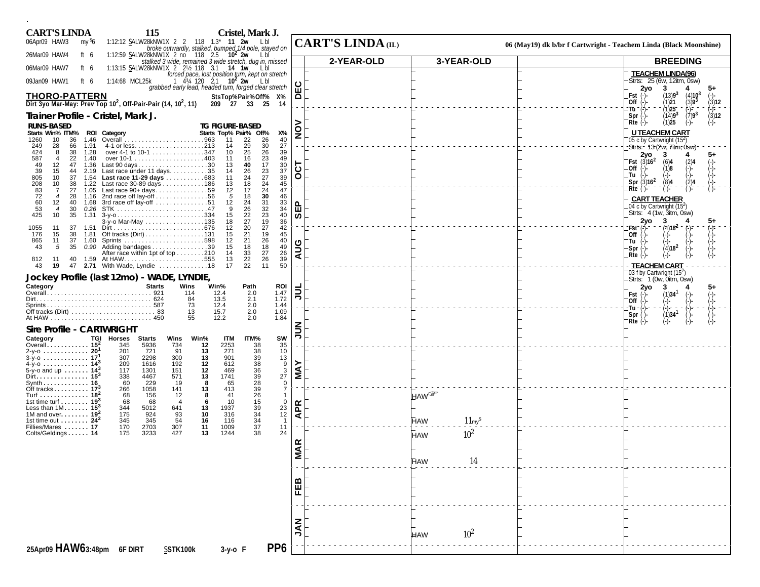## CART'S LINDA 115 Cristel, Mark J.

| Date | Track | Cond | Time | Race | Details |
|---|---|---|---|---|---|
| 06Apr09 HAW3 | my [5]6 | 1:12:12 | SALW28kNW1X 2 2 118 1.3* **11 2w** L bl | *broke outwardly, stalked, bumped 1/4 pole, stayed on* |
| 26Mar09 HAW4 | ft 6 | 1:12:59 | SALW28kNW1X 2 no 118 2.5 **10² 2w** L bl | *stalked 3 wide, remained 3 wide stretch, dug in, missed* |
| 06Mar09 HAW7 | ft 6 | 1:13:15 | SALW28kNW1X 2 2½ 118 3.1 **14 1w** L bl | *forced pace, lost position turn, kept on stretch* |
| 09Jan09 HAW1 | ft 6 | 1:14:68 | MCL25k 1 4¾ 120 2.1 **10² 2w** L bl | *grabbed early lead, headed turn, forged clear stretch* |

### THORO-PATTERN

Dirt 3yo Mar-May: Prev Top 10², Off-Pair-Pair (14, 10², 11)

| Strs | Top% | Pair% | Off% | X% |
|---|---|---|---|---|
| 209 | 27 | 33 | 25 | 14 |

### Trainer Profile - Cristel, Mark J.

| Starts | Win% | ITM% | ROI | Category | TG Starts | Top% | Pair% | Off% | X% |
|---|---|---|---|---|---|---|---|---|---|
| 1260 | 10 | 36 | 1.46 | Overall | 963 | 11 | 22 | 26 | 40 |
| 249 | 28 | 66 | 1.91 | 4-1 or less | 213 | 14 | 29 | 30 | 27 |
| 424 | 8 | 38 | 1.28 | over 4-1 to 10-1 | 347 | 10 | 25 | 26 | 39 |
| 587 | 4 | 22 | 1.40 | over 10-1 | 403 | 11 | 16 | 23 | 49 |
| 49 | 12 | 47 | 1.36 | Last 90 days | 30 | 13 | 40 | 17 | 30 |
| 39 | 15 | 44 | 2.19 | Last race under 11 days | 35 | 14 | 26 | 23 | 37 |
| 805 | 10 | 37 | 1.54 | **Last race 11-29 days** | 683 | 11 | 24 | 27 | 39 |
| 208 | 10 | 38 | 1.22 | Last race 30-89 days | 186 | 13 | 18 | 24 | 45 |
| 83 | 7 | 27 | 1.05 | Last race 90+ days | 59 | 12 | 17 | 24 | 47 |
| 72 | 4 | 28 | 1.16 | 2nd race off lay-off | 56 | 5 | 18 | 30 | 46 |
| 60 | 12 | 40 | 1.68 | 3rd race off lay-off | 51 | 12 | 24 | 31 | 33 |
| 53 | 4 | 30 | 0.26 | STK | 47 | 9 | 26 | 32 | 34 |
| 425 | 10 | 35 | 1.31 | 3-y-o | 334 | 15 | 22 | 23 | 40 |
| | | | | 3-y-o Mar-May | 135 | 18 | 27 | 19 | 36 |
| 1055 | 11 | 37 | 1.51 | Dirt | 676 | 12 | 20 | 27 | 42 |
| 176 | 15 | 38 | 1.81 | Off tracks (Dirt) | 131 | 15 | 21 | 19 | 45 |
| 865 | 11 | 37 | 1.60 | Sprints | 598 | 12 | 21 | 26 | 40 |
| 43 | 5 | 35 | 0.90 | Adding bandages | 39 | 15 | 18 | 18 | 49 |
| | | | | After race within 1pt of top | 210 | 14 | 33 | 27 | 26 |
| 812 | 11 | 40 | 1.59 | At HAW | 555 | 13 | 22 | 26 | 39 |
| 43 | **19** | 47 | **2.71** | With Wade, Lyndie | 18 | 17 | 22 | 11 | 50 |

### Jockey Profile (last 12mo) - WADE, LYNDIE,

| Category | Starts | Wins | Win% | Path | ROI |
|---|---|---|---|---|---|
| Overall | 921 | 114 | 12.4 | 2.0 | 1.47 |
| Dirt | 624 | 84 | 13.5 | 2.1 | 1.72 |
| Sprints | 587 | 73 | 12.4 | 2.0 | 1.44 |
| Off tracks (Dirt) | 83 | 13 | 15.7 | 2.0 | 1.09 |
| At HAW | 450 | 55 | 12.2 | 2.0 | 1.84 |

### Sire Profile - CARTWRIGHT

| Category | TGI | Horses | Starts | Wins | Win% | ITM | ITM% | SW |
|---|---|---|---|---|---|---|---|---|
| Overall | 15² | 345 | 5936 | 734 | 12 | 2253 | 38 | 35 |
| 2-y-o | 20¹ | 201 | 721 | 91 | 13 | 271 | 38 | 10 |
| 3-y-o | 17¹ | 307 | 2298 | 300 | 13 | 901 | 39 | 13 |
| 4-y-o | 14³ | 209 | 1616 | 192 | 12 | 612 | 38 | 9 |
| 5-y-o and up | 14³ | 117 | 1301 | 151 | 12 | 469 | 36 | 3 |
| Dirt | 15³ | 338 | 4467 | 571 | 13 | 1741 | 39 | 27 |
| Synth | 16 | 60 | 229 | 19 | 8 | 65 | 28 | 0 |
| Off tracks | 17³ | 266 | 1058 | 141 | 13 | 413 | 39 | 7 |
| Turf | 18² | 68 | 156 | 12 | 8 | 41 | 26 | 1 |
| 1st time turf | 19³ | 68 | 68 | 4 | 6 | 10 | 15 | 0 |
| Less than 1M | 15³ | 344 | 5012 | 641 | 13 | 1937 | 39 | 23 |
| 1M and over | 19² | 175 | 924 | 93 | 10 | 316 | 34 | 12 |
| 1st time out | 24² | 345 | 345 | 54 | 16 | 116 | 34 | 1 |
| Fillies/Mares | 17 | 170 | 2703 | 307 | 11 | 1009 | 37 | 11 |
| Colts/Geldings | 14 | 175 | 3233 | 427 | 13 | 1244 | 38 | 24 |

25Apr09 **HAW6** 3:48pm 6F DIRT SSTK100k 3-y-o F **PP6**

## CART'S LINDA (IL)

06 (May19) dk b/br f Cartwright - Teachem Linda (Black Moonshine)

| Month | 2-YEAR-OLD | 3-YEAR-OLD |
|---|---|---|
| DEC | | |
| NOV | | |
| OCT | | |
| SEP | | |
| AUG | | |
| JUL | | |
| JUN | | |
| MAY | | |
| APR | | HAW ☞ ; HAW 11my[s] |
| MAR | | HAW 10² ; HAW 14 |
| FEB | | |
| JAN | | HAW 10² |

### BREEDING

**TEACHEM LINDA(96)**
Strts: 25 (6w, 12itm, 0sw)

| | 2yo | 3 | 4 | 5+ |
|---|---|---|---|---|
| Fst | (-)- | (13)9³ | (4)10³ | (-)- |
| Off | (-)- | (1)21 | (3)9³ | (3)12 |
| Tu | (-)- | (1)25 | (-)- | (-)- |
| Spr | (-)- | (14)9³ | (7)9³ | (3)12 |
| Rte | (-)- | (1)25 | (-)- | (-)- |

**U TEACHEM CART**
05 c by Cartwright (15²)
Strts: 13 (2w, 7itm, 0sw)

| | 2yo | 3 | 4 | 5+ |
|---|---|---|---|---|
| Fst | (3)16² | (6)4 | (2)4 | (-)- |
| Off | (-)- | (1)8 | (-)- | (-)- |
| Tu | (-)- | (-)- | (-)- | (-)- |
| Spr | (3)16² | (8)4 | (2)4 | (-)- |
| Rte | (-)- | (-)- | (-)- | (-)- |

**CART TEACHER**
04 c by Cartwright (15²)
Strts: 4 (1w, 3itm, 0sw)

| | 2yo | 3 | 4 | 5+ |
|---|---|---|---|---|
| Fst | (-)- | (4)18² | (-)- | (-)- |
| Off | (-)- | (-)- | (-)- | (-)- |
| Tu | (-)- | (-)- | (-)- | (-)- |
| Spr | (-)- | (4)18² | (-)- | (-)- |
| Rte | (-)- | (-)- | (-)- | (-)- |

**TEACHEM CART**
03 f by Cartwright (15²)
Strts: 1 (0w, 0itm, 0sw)

| | 2yo | 3 | 4 | 5+ |
|---|---|---|---|---|
| Fst | (-)- | (1)34¹ | (-)- | (-)- |
| Off | (-)- | (-)- | (-)- | (-)- |
| Tu | (-)- | (-)- | (-)- | (-)- |
| Spr | (-)- | (1)34¹ | (-)- | (-)- |
| Rte | (-)- | (-)- | (-)- | (-)- |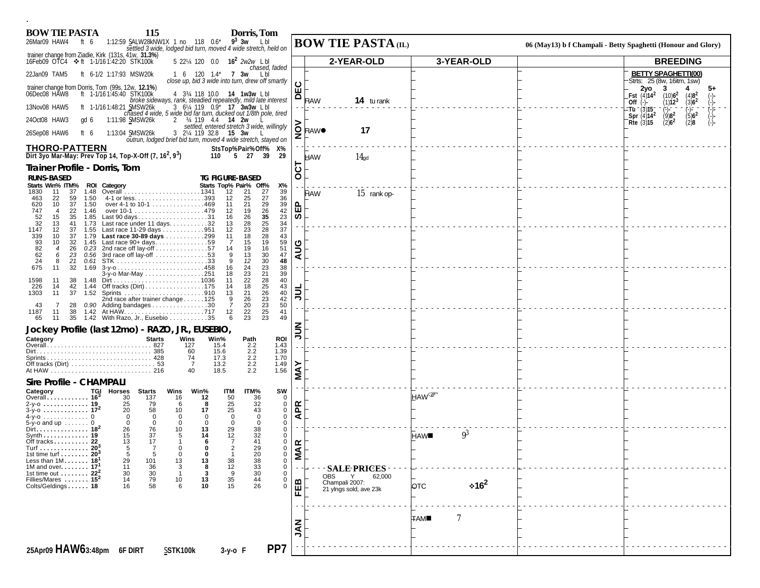# BOW TIE PASTA 115 — Dorris, Tom

26Mar09 HAW4 ft 6 1:12:59 SALW28kNW1X 1 no 118 0.6* $9^3$ 3w L bl
*settled 3 wide, lodged bid turn, moved 4 wide stretch, held on*

trainer change from Ziadie, Kirk (131s, 41w, **31.3%**)

16Feb09 OTC4 ❖ ft 1-1/16 1:42:20 STK100k 5 22¼ 120 0.0 $16^2$ 2w2w L bl
*chased, faded*

22Jan09 TAM5 ft 6-1/2 1:17:93 MSW20k 1 6 120 1.4* 7 3w L bl
*close up, bid 3 wide into turn, drew off smartly*

trainer change from Dorris, Tom (99s, 12w, **12.1%**)

06Dec08 HAW8 ft 1-1/16 1:45:40 STK100k 4 3¾ 118 10.0 14 1w3w L bl
*broke sideways, rank, steadied repeatedly, mild late interest*

13Nov08 HAW5 ft 1-1/16 1:48:21 SMSW26k 3 6¼ 119 0.9* 17 3w3w L bl
*chased 4 wide, 5 wide bid far turn, ducked out 1/8th pole, tired*

24Oct08 HAW3 gd 6 1:11:98 SMSW26k 2 ¾ 119 4.4 14 2w L
*settled, entered stretch 3 wide, willingly*

26Sep08 HAW6 ft 6 1:13:04 SMSW26k 3 2¼ 119 32.8 15 3w L
*outrun, lodged brief bid turn, moved 4 wide stretch, stayed on*

## THORO-PATTERN

| | Sts | Top% | Pair% | Off% | X% |
|---|---|---|---|---|---|
| Dirt 3yo Mar-May: Prev Top 14, Top-X-Off (7, $16^2$, $9^3$) | 110 | 5 | 27 | 39 | 29 |

## Trainer Profile - Dorris, Tom

| Starts | Win% | ITM% | ROI | Category | Starts | Top% | Pair% | Off% | X% |
|---|---|---|---|---|---|---|---|---|---|
| 1830 | 11 | 37 | 1.48 | Overall | 1341 | 12 | 21 | 27 | 39 |
| 463 | 22 | 59 | 1.50 | 4-1 or less | 393 | 12 | 25 | 27 | 26 |
| 620 | 10 | 37 | 1.50 | over 4-1 to 10-1 | 469 | 11 | 21 | 29 | 39 |
| 747 | 4 | 22 | 1.46 | over 10-1 | 479 | 12 | 19 | 26 | 42 |
| 52 | 15 | 35 | 1.85 | Last 90 days | 31 | 16 | 26 | **35** | 23 |
| 32 | 13 | 41 | 1.73 | Last race under 11 days | 32 | 13 | 28 | 25 | 34 |
| 1147 | 12 | 37 | 1.55 | Last race 11-29 days | 951 | 12 | 23 | 28 | 37 |
| 339 | 10 | 37 | 1.79 | **Last race 30-89 days** | 299 | 11 | 18 | 28 | 43 |
| 93 | 10 | 32 | 1.45 | Last race 90+ days | 59 | *7* | 15 | 19 | 59 |
| 82 | *4* | 26 | *0.23* | 2nd race off lay-off | 57 | 14 | 19 | 16 | 51 |
| 62 | *6* | 23 | *0.56* | 3rd race off lay-off | 53 | 9 | 13 | 30 | 47 |
| 24 | 8 | 21 | *0.61* | STK | 33 | 9 | *12* | 30 | **48** |
| 675 | 11 | 32 | 1.69 | 3-y-o | 458 | 16 | 24 | 23 | 38 |
| | | | | 3-y-o Mar-May | 251 | 18 | 23 | 21 | 39 |
| 1598 | 11 | 38 | 1.48 | Dirt | 1036 | 11 | 22 | 28 | 40 |
| 226 | 14 | 42 | 1.44 | Off tracks (Dirt) | 175 | 14 | 18 | 25 | 43 |
| 1303 | 11 | 37 | 1.52 | Sprints | 910 | 13 | 21 | 26 | 40 |
| | | | | 2nd race after trainer change | 125 | 9 | 26 | 23 | 42 |
| 43 | 7 | 28 | *0.90* | Adding bandages | 30 | *7* | 20 | 23 | 50 |
| 1187 | 11 | 38 | 1.42 | At HAW | 717 | 12 | 22 | 25 | 41 |
| 65 | 11 | 35 | 1.42 | With Razo, Jr., Eusebio | 35 | 6 | 23 | 23 | 49 |

## Jockey Profile (last 12mo) - RAZO, JR., EUSEBIO,

| Category | Starts | Wins | Win% | Path | ROI |
|---|---|---|---|---|---|
| Overall | 827 | 127 | 15.4 | 2.2 | 1.43 |
| Dirt | 385 | 60 | 15.6 | 2.2 | 1.39 |
| Sprints | 428 | 74 | 17.3 | 2.2 | 1.70 |
| Off tracks (Dirt) | 53 | 7 | 13.2 | 2.2 | 1.49 |
| At HAW | 216 | 40 | 18.5 | 2.2 | 1.56 |

## Sire Profile - CHAMPALI

| Category | TGI | Horses | Starts | Wins | Win% | ITM | ITM% | SW |
|---|---|---|---|---|---|---|---|---|
| Overall | $16^3$ | 30 | 137 | 16 | 12 | 50 | 36 | 0 |
| 2-y-o | 19 | 25 | 79 | 6 | 8 | 25 | 32 | 0 |
| 3-y-o | $17^2$ | 20 | 58 | 10 | 17 | 25 | 43 | 0 |
| 4-y-o | 0 | 0 | 0 | 0 | 0 | 0 | 0 | 0 |
| 5-y-o and up | 0 | 0 | 0 | 0 | 0 | 0 | 0 | 0 |
| Dirt | $18^2$ | 26 | 76 | 10 | 13 | 29 | 38 | 0 |
| Synth | 19 | 15 | 37 | 5 | 14 | 12 | 32 | 0 |
| Off tracks | 22 | 13 | 17 | 1 | 6 | 7 | 41 | 0 |
| Turf | $20^3$ | 5 | 7 | 0 | 0 | 2 | 29 | 0 |
| 1st time turf | $20^3$ | 5 | 5 | 0 | 0 | 1 | 20 | 0 |
| Less than 1M | $18^1$ | 29 | 101 | 13 | 13 | 38 | 38 | 0 |
| 1M and over | $17^1$ | 11 | 36 | 3 | 8 | 12 | 33 | 0 |
| 1st time out | $22^2$ | 30 | 30 | 1 | 3 | 9 | 30 | 0 |
| Fillies/Mares | $15^2$ | 14 | 79 | 10 | 13 | 35 | 44 | 0 |
| Colts/Geldings | 18 | 16 | 58 | 6 | 10 | 15 | 26 | 0 |

**25Apr09 HAW6 3:48pm 6F DIRT SSTK100k 3-y-o F PP7**

---

# BOW TIE PASTA (IL)

06 (May13) b f Champali - Betty Spaghetti (Honour and Glory)

| Month | 2-YEAR-OLD | 3-YEAR-OLD | | BREEDING |
|---|---|---|---|---|
| DEC | HAW 14 tu rank | | | |
| NOV | HAW● 17 | | | |
| OCT | HAW $14_{gd}$ | | | |
| SEP | HAW 15 rank op- | | | |
| AUG | | | | |
| JUL | | | | |
| JUN | | | | |
| MAY | | | | |
| APR | | HAW☞ | | |
| MAR | | HAW■ $9^3$ | | |
| FEB | SALE PRICES: OBS Y 62,000; Champali 2007: 21 ylngs sold, ave 23k | OTC ❖$16^2$ | | |
| JAN | | TAM■ 7 | | |

**BETTY SPAGHETTI(00)**
Strts: 25 (8w, 16itm, 1sw)

| | 2yo | 3 | 4 | 5+ |
|---|---|---|---|---|
| Fst | (4)$14^2$ | (10)$6^2$ | (4)$8^2$ | (-)- |
| Off | (-)- | (1)$12^3$ | (3)$6^2$ | (-)- |
| Tu | (3)15 | (-)- | (-)- | (-)- |
| Spr | (4)$14^2$ | (9)$8^2$ | (5)$6^2$ | (-)- |
| Rte | (3)15 | (2)$6^2$ | (2)8 | (-)- |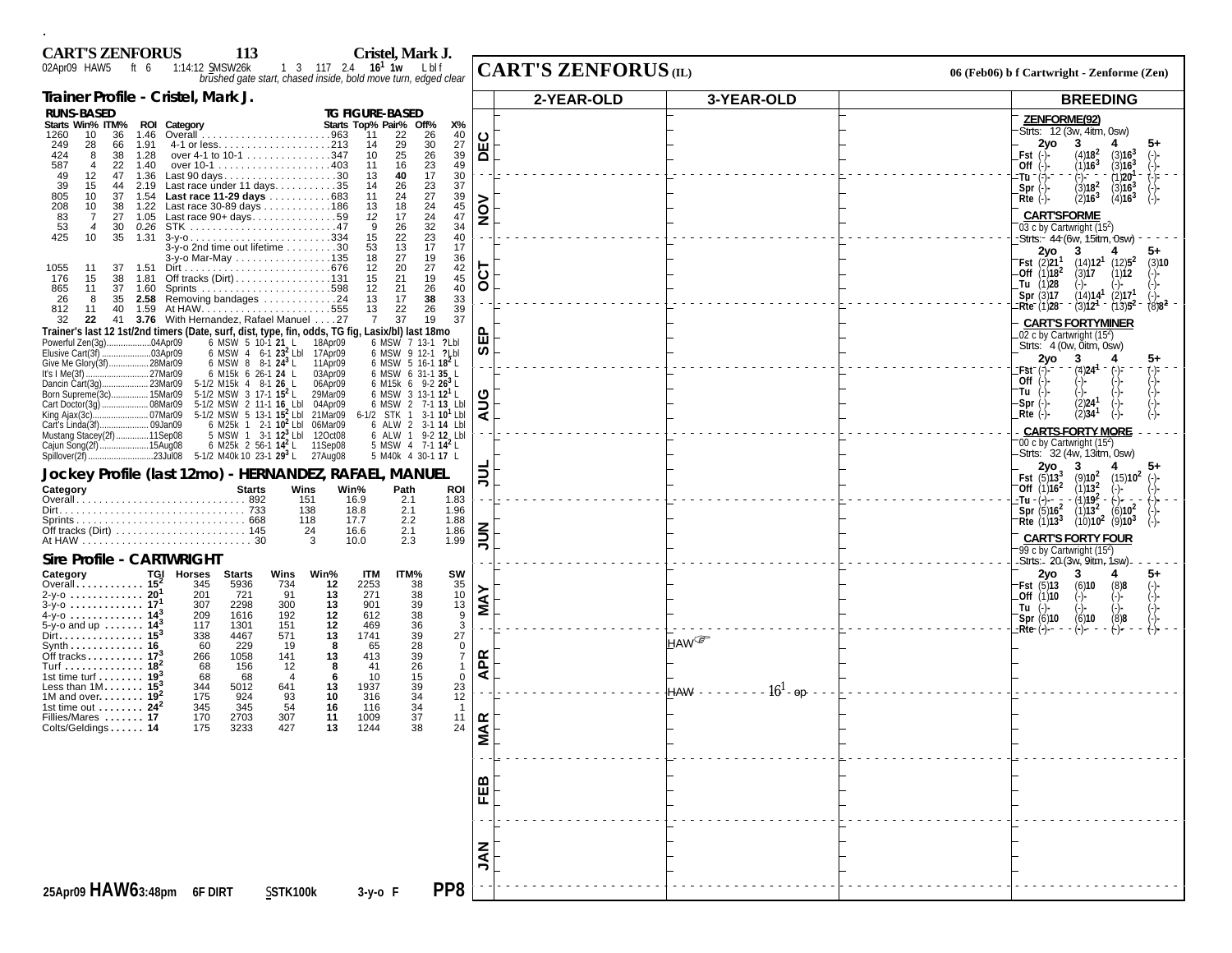# CART'S ZENFORUS 113 Cristel, Mark J.

02Apr09 HAW5 ft 6 1:14:12 SMSW26k 1 3 117 2.4 $16^1$ 1w L bl f
brushed gate start, chased inside, bold move turn, edged clear

## Trainer Profile - Cristel, Mark J.

| RUNS-BASED | | | | | TG FIGURE-BASED | | | | |
|---|---|---|---|---|---|---|---|---|---|
| Starts | Win% | ITM% | ROI | Category | Starts | Top% | Pair% | Off% | X% |
| 1260 | 10 | 36 | 1.46 | Overall | 963 | 11 | 22 | 26 | 40 |
| 249 | 28 | 66 | 1.91 | 4-1 or less | 213 | 14 | 29 | 30 | 27 |
| 424 | 8 | 38 | 1.28 | over 4-1 to 10-1 | 347 | 10 | 25 | 26 | 39 |
| 587 | 4 | 22 | 1.40 | over 10-1 | 403 | 11 | 16 | 23 | 49 |
| 49 | 12 | 47 | 1.36 | Last 90 days | 30 | 13 | 40 | 17 | 30 |
| 39 | 15 | 44 | 2.19 | Last race under 11 days | 35 | 14 | 26 | 23 | 37 |
| 805 | 10 | 37 | 1.54 | **Last race 11-29 days** | 683 | 11 | 24 | 27 | 39 |
| 208 | 10 | 38 | 1.22 | Last race 30-89 days | 186 | 13 | 18 | 24 | 45 |
| 83 | 7 | 27 | 1.05 | Last race 90+ days | 59 | 12 | 17 | 24 | 47 |
| 53 | 4 | 30 | 0.26 | STK | 47 | 9 | 26 | 32 | 34 |
| 425 | 10 | 35 | 1.31 | 3-y-o | 334 | 15 | 22 | 23 | 40 |
| | | | | 3-y-o 2nd time out lifetime | 30 | 53 | 13 | 17 | 17 |
| | | | | 3-y-o Mar-May | 135 | 18 | 27 | 19 | 36 |
| 1055 | 11 | 37 | 1.51 | Dirt | 676 | 12 | 20 | 27 | 42 |
| 176 | 15 | 38 | 1.81 | Off tracks (Dirt) | 131 | 15 | 21 | 19 | 45 |
| 865 | 11 | 37 | 1.60 | Sprints | 598 | 12 | 21 | 26 | 40 |
| 26 | 8 | 35 | 2.58 | Removing bandages | 24 | 13 | 17 | 38 | 33 |
| 812 | 11 | 40 | 1.59 | At HAW | 555 | 13 | 22 | 26 | 39 |
| 32 | 22 | 41 | 3.76 | With Hernandez, Rafael Manuel | 27 | 7 | 37 | 19 | 37 |

**Trainer's last 12 1st/2nd timers (Date, surf, dist, type, fin, odds, TG fig, Lasix/bl) last 18mo**

| Horse | Date | 1st | Date | 2nd |
|---|---|---|---|---|
| Powerful Zen(3g) | 04Apr09 | 6 MSW 5 10-1 **21** L | 18Apr09 | 6 MSW 7 13-1 **?**Lbl |
| Elusive Cart(3f) | 03Apr09 | 6 MSW 4 6-1 **23²** Lbl | 17Apr09 | 6 MSW 9 12-1 **?**Lbl |
| Give Me Glory(3f) | 28Mar09 | 6 MSW 8 8-1 **24³** L | 11Apr09 | 6 MSW 5 16-1 **18²** L |
| It's I Me(3f) | 27Mar09 | 6 M15k 6 26-1 **24** L | 03Apr09 | 6 MSW 6 31-1 **35** L |
| Dancin Cart(3g) | 23Mar09 | 5-1/2 M15k 4 8-1 **26** L | 06Apr09 | 6 M15k 6 9-2 **26³** L |
| Born Supreme(3c) | 15Mar09 | 5-1/2 MSW 3 17-1 **15²** L | 29Mar09 | 6 MSW 3 13-1 **12¹** L |
| Cart Doctor(3g) | 08Mar09 | 5-1/2 MSW 2 11-1 **16** Lbl | 04Apr09 | 6 MSW 2 7-1 **13** Lbl |
| King Ajax(3c) | 07Mar09 | 5-1/2 MSW 5 13-1 **15²** Lbl | 21Mar09 | 6-1/2 STK 1 3-1 **10¹** Lbl |
| Cart's Linda(3f) | 09Jan09 | 6 M25k 1 2-1 **10²** Lbl | 06Mar09 | 6 ALW 2 3-1 **14** Lbl |
| Mustang Stacey(2f) | 11Sep08 | 5 MSW 1 3-1 **12³** Lbl | 12Oct08 | 6 ALW 1 9-2 **12** Lbl |
| Cajun Song(2f) | 15Aug08 | 6 M25k 2 56-1 **14²** L | 11Sep08 | 5 MSW 4 7-1 **14²** L |
| Spillover(2f) | 23Jul08 | 5-1/2 M40k 10 23-1 **29³** L | 27Aug08 | 5 M40k 4 30-1 **17** L |

## Jockey Profile (last 12mo) - HERNANDEZ, RAFAEL, MANUEL

| Category | Starts | Wins | Win% | Path | ROI |
|---|---|---|---|---|---|
| Overall | 892 | 151 | 16.9 | 2.1 | 1.83 |
| Dirt | 733 | 138 | 18.8 | 2.1 | 1.96 |
| Sprints | 668 | 118 | 17.7 | 2.2 | 1.88 |
| Off tracks (Dirt) | 145 | 24 | 16.6 | 2.1 | 1.86 |
| At HAW | 30 | 3 | 10.0 | 2.3 | 1.99 |

## Sire Profile - CARTWRIGHT

| Category | TGI | Horses | Starts | Wins | Win% | ITM | ITM% | SW |
|---|---|---|---|---|---|---|---|---|
| Overall | 15² | 345 | 5936 | 734 | 12 | 2253 | 38 | 35 |
| 2-y-o | 20¹ | 201 | 721 | 91 | 13 | 271 | 38 | 10 |
| 3-y-o | 17¹ | 307 | 2298 | 300 | 13 | 901 | 39 | 13 |
| 4-y-o | 14³ | 209 | 1616 | 192 | 12 | 612 | 38 | 9 |
| 5-y-o and up | 14³ | 117 | 1301 | 151 | 12 | 469 | 36 | 3 |
| Dirt | 15³ | 338 | 4467 | 571 | 13 | 1741 | 39 | 27 |
| Synth | 16 | 60 | 229 | 19 | 8 | 65 | 28 | 0 |
| Off tracks | 17³ | 266 | 1058 | 141 | 13 | 413 | 39 | 7 |
| Turf | 18² | 68 | 156 | 12 | 8 | 41 | 26 | 1 |
| 1st time turf | 19³ | 68 | 68 | 4 | 6 | 10 | 15 | 0 |
| Less than 1M | 15³ | 344 | 5012 | 641 | 13 | 1937 | 39 | 23 |
| 1M and over | 19² | 175 | 924 | 93 | 10 | 316 | 34 | 12 |
| 1st time out | 24² | 345 | 345 | 54 | 16 | 116 | 34 | 1 |
| Fillies/Mares | 17 | 170 | 2703 | 307 | 11 | 1009 | 37 | 11 |
| Colts/Geldings | 14 | 175 | 3233 | 427 | 13 | 1244 | 38 | 24 |

**25Apr09 HAW6 3:48pm 6F DIRT SSTK100k 3-y-o F PP8**

# CART'S ZENFORUS (IL)

06 (Feb06) b f Cartwright - Zenforme (Zen)

| | 2-YEAR-OLD | 3-YEAR-OLD | | BREEDING |
|---|---|---|---|---|
| DEC | | | | |
| NOV | | | | |
| OCT | | | | |
| SEP | | | | |
| AUG | | | | |
| JUL | | | | |
| JUN | | | | |
| MAY | | | | |
| APR | | HAW☞ / HAW $16^1$ ep | | |
| MAR | | | | |
| FEB | | | | |
| JAN | | | | |

## BREEDING

**ZENFORME(92)**
Strts: 12 (3w, 4itm, 0sw)

| | 2yo | 3 | 4 | 5+ |
|---|---|---|---|---|
| Fst | (-)- | (4)**18²** | (3)**16³** | (-)- |
| Off | (-)- | (1)**16³** | (3)**16³** | (-)- |
| Tu | (-)- | (-)- | (1)**20¹** | (-)- |
| Spr | (-)- | (3)**18²** | (3)**16³** | (-)- |
| Rte | (-)- | (2)**16³** | (4)**16³** | (-)- |

**CART'SFORME**
03 c by Cartwright (15²)
Strts: 44 (6w, 15itm, 0sw)

| | 2yo | 3 | 4 | 5+ |
|---|---|---|---|---|
| Fst | (2)**21¹** | (14)**12¹** | (12)**5²** | (3)**10** |
| Off | (1)**18²** | (3)**17** | (1)**12** | (-)- |
| Tu | (1)**28** | (-)- | (-)- | (-)- |
| Spr | (3)**17** | (14)**14¹** | (2)**17¹** | (-)- |
| Rte | (1)**28** | (3)**12¹** | (13)**5²** | (8)**8²** |

**CART'S FORTYMINER**
02 c by Cartwright (15²)
Strts: 4 (0w, 0itm, 0sw)

| | 2yo | 3 | 4 | 5+ |
|---|---|---|---|---|
| Fst | (-)- | (4)**24¹** | (-)- | (-)- |
| Off | (-)- | (-)- | (-)- | (-)- |
| Tu | (-)- | (-)- | (-)- | (-)- |
| Spr | (-)- | (2)**24¹** | (-)- | (-)- |
| Rte | (-)- | (2)**34¹** | (-)- | (-)- |

**CARTS FORTY MORE**
00 c by Cartwright (15²)
Strts: 32 (4w, 13itm, 0sw)

| | 2yo | 3 | 4 | 5+ |
|---|---|---|---|---|
| Fst | (5)**13³** | (9)**10²** | (15)**10²** | (-)- |
| Off | (1)**16²** | (1)**13²** | (-)- | (-)- |
| Tu | (-)- | (1)**19²** | (-)- | (-)- |
| Spr | (5)**16²** | (1)**13²** | (6)**10²** | (-)- |
| Rte | (1)**13³** | (10)**10²** | (9)**10³** | (-)- |

**CART'S FORTY FOUR**
99 c by Cartwright (15²)
Strts: 20 (3w, 9itm, 1sw)

| | 2yo | 3 | 4 | 5+ |
|---|---|---|---|---|
| Fst | (5)**13** | (6)**10** | (8)**8** | (-)- |
| Off | (1)**10** | (-)- | (-)- | (-)- |
| Tu | (-)- | (-)- | (-)- | (-)- |
| Spr | (6)**10** | (6)**10** | (8)**8** | (-)- |
| Rte | (-)- | (-)- | (-)- | (-)- |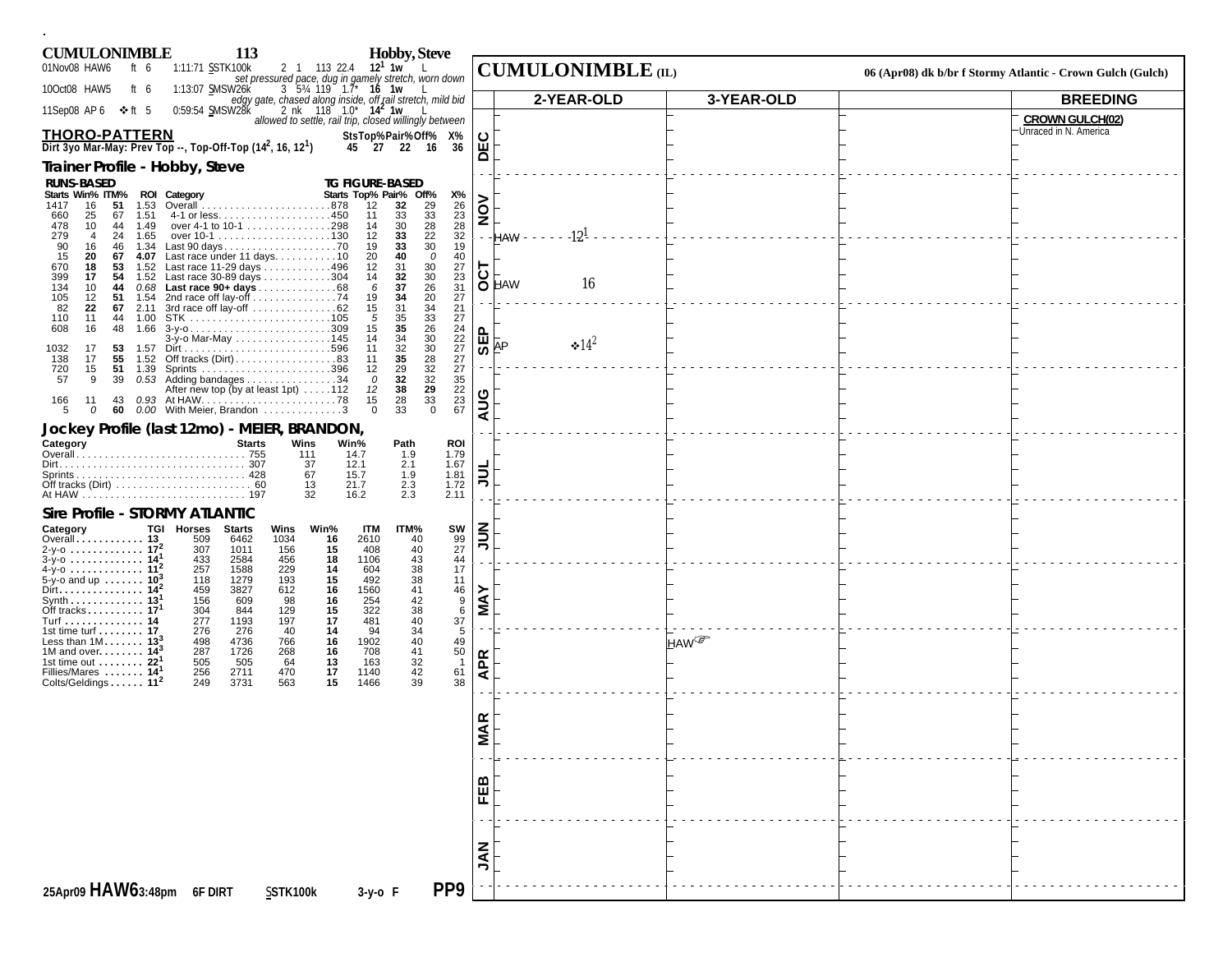# CUMULONIMBLE 113 Hobby, Steve

| Date | Track | Surface | Dist | Time | Race | Fin | Margin | Wt | Odds | Figure | Path | Med |
|---|---|---|---|---|---|---|---|---|---|---|---|---|
| 01Nov08 | HAW6 | ft | 6 | 1:11:71 | SSTK100k | 2 | 1 | 113 | 22.4 | $12^1$ | 1w | L |
| | | | | | *set pressured pace, dug in gamely stretch, worn down* | | | | | | | |
| 10Oct08 | HAW5 | ft | 6 | 1:13:07 | SMSW26k | 3 | 5¼ | 119 | 1.7* | 16 | 1w | L |
| | | | | | *edgy gate, chased along inside, off rail stretch, mild bid* | | | | | | | |
| 11Sep08 | AP 6 | ❖ ft | 5 | 0:59:54 | SMSW28k | 2 | nk | 118 | 1.0* | $14^2$ | 1w | L |
| | | | | | *allowed to settle, rail trip, closed willingly between* | | | | | | | |

## THORO-PATTERN

| | StsTop% | Pair% | Off% | X% |
|---|---|---|---|---|
| Dirt 3yo Mar-May: Prev Top --, Top-Off-Top ($14^2$, 16, $12^1$) | 45 27 | 22 | 16 | 36 |

## Trainer Profile - Hobby, Steve

| Starts | Win% | ITM% | ROI | Category | Starts | Top% | Pair% | Off% | X% |
|---|---|---|---|---|---|---|---|---|---|
| | | | | | **RUNS-BASED** | | **TG FIGURE-BASED** | | |
| 1417 | 16 | 51 | 1.53 | Overall | 878 | 12 | 32 | 29 | 26 |
| 660 | 25 | 67 | 1.51 | 4-1 or less | 450 | 11 | 33 | 33 | 23 |
| 478 | 10 | 44 | 1.49 | over 4-1 to 10-1 | 298 | 14 | 30 | 28 | 28 |
| 279 | 4 | 24 | 1.65 | over 10-1 | 130 | 12 | 33 | 22 | 32 |
| 90 | 16 | 46 | 1.34 | Last 90 days | 70 | 19 | 33 | 30 | 19 |
| 15 | 20 | 67 | 4.07 | Last race under 11 days | 10 | 20 | 40 | 0 | 40 |
| 670 | 18 | 53 | 1.52 | Last race 11-29 days | 496 | 12 | 31 | 30 | 27 |
| 399 | 17 | 54 | 1.52 | Last race 30-89 days | 304 | 14 | 32 | 30 | 23 |
| 134 | 10 | 44 | 0.68 | **Last race 90+ days** | 68 | 6 | 37 | 26 | 31 |
| 105 | 12 | 51 | 1.54 | 2nd race off lay-off | 74 | 19 | 34 | 20 | 27 |
| 82 | 22 | 67 | 2.11 | 3rd race off lay-off | 62 | 15 | 31 | 34 | 21 |
| 110 | 11 | 44 | 1.00 | STK | 105 | 5 | 35 | 33 | 27 |
| 608 | 16 | 48 | 1.66 | 3-y-o | 309 | 15 | 35 | 26 | 24 |
| | | | | 3-y-o Mar-May | 145 | 14 | 34 | 30 | 22 |
| 1032 | 17 | 53 | 1.57 | Dirt | 596 | 11 | 32 | 30 | 27 |
| 138 | 17 | 55 | 1.52 | Off tracks (Dirt) | 83 | 11 | 35 | 28 | 27 |
| 720 | 15 | 51 | 1.39 | Sprints | 396 | 12 | 29 | 32 | 27 |
| 57 | 9 | 39 | 0.53 | Adding bandages | 34 | 0 | 32 | 32 | 35 |
| | | | | After new top (by at least 1pt) | 112 | 12 | 38 | 29 | 22 |
| 166 | 11 | 43 | 0.93 | At HAW | 78 | 15 | 28 | 33 | 23 |
| 5 | 0 | 60 | 0.00 | With Meier, Brandon | 3 | 0 | 33 | 0 | 67 |

## Jockey Profile (last 12mo) - MEIER, BRANDON,

| Category | Starts | Wins | Win% | Path | ROI |
|---|---|---|---|---|---|
| Overall | 755 | 111 | 14.7 | 1.9 | 1.79 |
| Dirt | 307 | 37 | 12.1 | 2.1 | 1.67 |
| Sprints | 428 | 67 | 15.7 | 1.9 | 1.81 |
| Off tracks (Dirt) | 60 | 13 | 21.7 | 2.3 | 1.72 |
| At HAW | 197 | 32 | 16.2 | 2.3 | 2.11 |

## Sire Profile - STORMY ATLANTIC

| Category | TGI | Horses | Starts | Wins | Win% | ITM | ITM% | SW |
|---|---|---|---|---|---|---|---|---|
| Overall | 13 | 509 | 6462 | 1034 | 16 | 2610 | 40 | 99 |
| 2-y-o | $17^2$ | 307 | 1011 | 156 | 15 | 408 | 40 | 27 |
| 3-y-o | $14^1$ | 433 | 2584 | 456 | 18 | 1106 | 43 | 44 |
| 4-y-o | $11^2$ | 257 | 1588 | 229 | 14 | 604 | 38 | 17 |
| 5-y-o and up | $10^3$ | 118 | 1279 | 193 | 15 | 492 | 38 | 11 |
| Dirt | $14^2$ | 459 | 3827 | 612 | 16 | 1560 | 41 | 46 |
| Synth | $13^1$ | 156 | 609 | 98 | 16 | 254 | 42 | 9 |
| Off tracks | $17^1$ | 304 | 844 | 129 | 15 | 322 | 38 | 6 |
| Turf | 14 | 277 | 1193 | 197 | 17 | 481 | 40 | 37 |
| 1st time turf | 17 | 276 | 276 | 40 | 14 | 94 | 34 | 5 |
| Less than 1M | $13^3$ | 498 | 4736 | 766 | 16 | 1902 | 40 | 49 |
| 1M and over | $14^3$ | 287 | 1726 | 268 | 16 | 708 | 41 | 50 |
| 1st time out | $22^1$ | 505 | 505 | 64 | 13 | 163 | 32 | 1 |
| Fillies/Mares | $14^1$ | 256 | 2711 | 470 | 17 | 1140 | 42 | 61 |
| Colts/Geldings | $11^2$ | 249 | 3731 | 563 | 15 | 1466 | 39 | 38 |

**25Apr09 HAW6 3:48pm 6F DIRT SSTK100k 3-y-o F PP9**

# CUMULONIMBLE (IL)

06 (Apr08) dk b/br f Stormy Atlantic - Crown Gulch (Gulch)

| | 2-YEAR-OLD | 3-YEAR-OLD | | BREEDING |
|---|---|---|---|---|
| DEC | | | | **CROWN GULCH(02)** Unraced in N. America |
| NOV | HAW $-12^1$ | | | |
| OCT | HAW 16 | | | |
| SEP | AP ❖$14^2$ | | | |
| AUG | | | | |
| JUL | | | | |
| JUN | | | | |
| MAY | | | | |
| APR | | HAW☞ | | |
| MAR | | | | |
| FEB | | | | |
| JAN | | | | |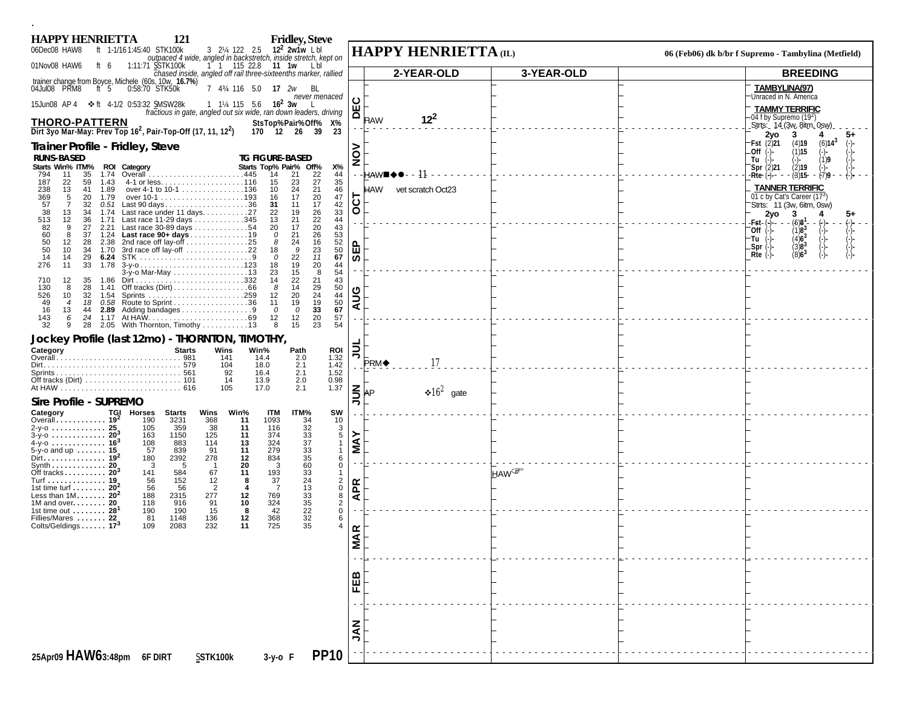## HAPPY HENRIETTA 121 — Fridley, Steve

06Dec08 HAW8 ft 1-1/16 1:45:40 STK100k 3 2¼ 122 2.5 **$12^2$ 2w1w** L bl
*outpaced 4 wide, angled in backstretch, inside stretch, kept on*

01Nov08 HAW6 ft 6 1:11:71 SSTK100k 1 1 115 22.8 **11 1w** L bl
*chased inside, angled off rail three-sixteenths marker, rallied*

trainer change from Boyce, Michele (60s, 10w, **16.7%**)

04Jul08 PRM8 ft 5 0:58:70 STK50k 7 4¾ 116 5.0 **17** *2w* BL
*never menaced*

15Jun08 AP 4 ❖ ft 4-1/2 0:53:32 SMSW28k 1 1¼ 115 5.6 **$16^2$ 3w** L
*fractious in gate, angled out six wide, ran down leaders, driving*

### THORO-PATTERN

| | Sts | Top% | Pair% | Off% | X% |
|---|---|---|---|---|---|
| Dirt 3yo Mar-May: Prev Top $16^2$, Pair-Top-Off (11, 11, $12^2$) | 170 | 12 | 26 | 39 | 23 |

### Trainer Profile - Fridley, Steve

| RUNS-BASED Starts | Win% | ITM% | ROI | Category | TG FIGURE-BASED Starts | Top% | Pair% | Off% | X% |
|---|---|---|---|---|---|---|---|---|---|
| 794 | 11 | 35 | 1.74 | Overall | 445 | 14 | 21 | 22 | 44 |
| 187 | 22 | 59 | 1.43 | 4-1 or less | 116 | 15 | 23 | 27 | 35 |
| 238 | 13 | 41 | 1.89 | over 4-1 to 10-1 | 136 | 10 | 24 | 21 | 46 |
| 369 | 5 | 20 | 1.79 | over 10-1 | 193 | 16 | 17 | 20 | 47 |
| 57 | 7 | 32 | *0.51* | Last 90 days | 36 | **31** | 11 | 17 | 42 |
| 38 | 13 | 34 | 1.74 | Last race under 11 days | 27 | 22 | 19 | 26 | 33 |
| 513 | 12 | 36 | 1.71 | Last race 11-29 days | 345 | 13 | 21 | 22 | 44 |
| 82 | 9 | 27 | 2.21 | Last race 30-89 days | 54 | 20 | 17 | 20 | 43 |
| 60 | 8 | 37 | 1.24 | **Last race 90+ days** | 19 | *0* | 21 | 26 | 53 |
| 50 | 12 | 28 | 2.38 | 2nd race off lay-off | 25 | *8* | 24 | 16 | 52 |
| 50 | 10 | 34 | 1.70 | 3rd race off lay-off | 22 | 18 | *9* | 23 | 50 |
| 14 | 14 | 29 | **6.24** | STK | 9 | *0* | 22 | *11* | 67 |
| 276 | 11 | 33 | 1.78 | 3-y-o | 123 | 18 | 19 | 20 | 44 |
| | | | | 3-y-o Mar-May | 13 | 23 | 15 | 8 | 54 |
| 710 | 12 | 35 | 1.86 | Dirt | 332 | 14 | 22 | 21 | 43 |
| 130 | 8 | 28 | 1.41 | Off tracks (Dirt) | 66 | *8* | 14 | 29 | 50 |
| 526 | 10 | 32 | 1.54 | Sprints | 259 | 12 | 20 | 24 | 44 |
| 49 | *4* | *18* | *0.58* | Route to Sprint | 36 | 11 | 19 | 19 | 50 |
| 16 | 13 | 44 | **2.89** | Adding bandages | 9 | *0* | *0* | **33** | 67 |
| 143 | *6* | *24* | 1.17 | At HAW | 69 | 12 | 12 | 20 | 57 |
| 32 | 9 | 28 | 2.05 | With Thornton, Timothy | 13 | 8 | 15 | 23 | 54 |

### Jockey Profile (last 12mo) - THORNTON, TIMOTHY,

| Category | Starts | Wins | Win% | Path | ROI |
|---|---|---|---|---|---|
| Overall | 981 | 141 | 14.4 | 2.0 | 1.32 |
| Dirt | 579 | 104 | 18.0 | 2.1 | 1.42 |
| Sprints | 561 | 92 | 16.4 | 2.1 | 1.52 |
| Off tracks (Dirt) | 101 | 14 | 13.9 | 2.0 | 0.98 |
| At HAW | 616 | 105 | 17.0 | 2.1 | 1.37 |

### Sire Profile - SUPREMO

| Category | TGI | Horses | Starts | Wins | Win% | ITM | ITM% | SW |
|---|---|---|---|---|---|---|---|---|
| Overall | $19^2$ | 190 | 3231 | 368 | 11 | 1093 | 34 | 10 |
| 2-y-o | 25 | 105 | 359 | 38 | 11 | 116 | 32 | 3 |
| 3-y-o | $20^3$ | 163 | 1150 | 125 | 11 | 374 | 33 | 5 |
| 4-y-o | $16^3$ | 108 | 883 | 114 | 13 | 324 | 37 | 1 |
| 5-y-o and up | 15 | 57 | 839 | 91 | 11 | 279 | 33 | 1 |
| Dirt | $19^2$ | 180 | 2392 | 278 | 12 | 834 | 35 | 6 |
| Synth | 20 | 3 | 5 | 1 | 20 | 3 | 60 | 0 |
| Off tracks | $20^3$ | 141 | 584 | 67 | 11 | 193 | 33 | 1 |
| Turf | 19 | 56 | 152 | 12 | 8 | 37 | 24 | 2 |
| 1st time turf | $20^2$ | 56 | 56 | 2 | 4 | 7 | 13 | 0 |
| Less than 1M | $20^2$ | 188 | 2315 | 277 | 12 | 769 | 33 | 8 |
| 1M and over | 20 | 118 | 916 | 91 | 10 | 324 | 35 | 2 |
| 1st time out | $28^1$ | 190 | 190 | 15 | 8 | 42 | 22 | 0 |
| Fillies/Mares | 22 | 81 | 1148 | 136 | 12 | 368 | 32 | 6 |
| Colts/Geldings | $17^3$ | 109 | 2083 | 232 | 11 | 725 | 35 | 4 |

25Apr09 **HAW6** 3:48pm 6F DIRT SSTK100k 3-y-o F **PP10**

## HAPPY HENRIETTA (IL)

06 (Feb06) dk b/br f Supremo - Tambylina (Metfield)

| Month | 2-YEAR-OLD | 3-YEAR-OLD |
|---|---|---|
| DEC | HAW $12^2$ | |
| NOV | HAW■◆● 11 | |
| OCT | HAW vet scratch Oct23 | |
| SEP | | |
| AUG | | |
| JUL | PRM◆ 17 | |
| JUN | AP ❖$16^2$ gate | |
| MAY | | |
| APR | | HAW☞ |
| MAR | | |
| FEB | | |
| JAN | | |

### BREEDING

**TAMBYLINA(97)**
Unraced in N. America

**TAMMY TERRIFIC**
04 f by Supremo ($19^2$)
Strts: 14 (3w, 8itm, 0sw)

| | 2yo | 3 | 4 | 5+ |
|---|---|---|---|---|
| Fst | (2)**21** | (4)**19** | (6)**$14^3$** | (-)- |
| Off | (-)- | (1)**15** | (-)- | (-)- |
| Tu | (-)- | (-)- | (1)**9** | (-)- |
| Spr | (2)**21** | (2)**19** | (-)- | (-)- |
| Rte | (-)- | (3)**15** | (7)**9** | (-)- |

**TANNER TERRIFIC**
01 c by Cat's Career ($17^3$)
Strts: 11 (3w, 6itm, 0sw)

| | 2yo | 3 | 4 | 5+ |
|---|---|---|---|---|
| Fst | (-)- | (6)**$8^1$** | (-)- | (-)- |
| Off | (-)- | (1)**$8^3$** | (-)- | (-)- |
| Tu | (-)- | (4)**$6^3$** | (-)- | (-)- |
| Spr | (-)- | (3)**$8^3$** | (-)- | (-)- |
| Rte | (-)- | (8)**$6^3$** | (-)- | (-)- |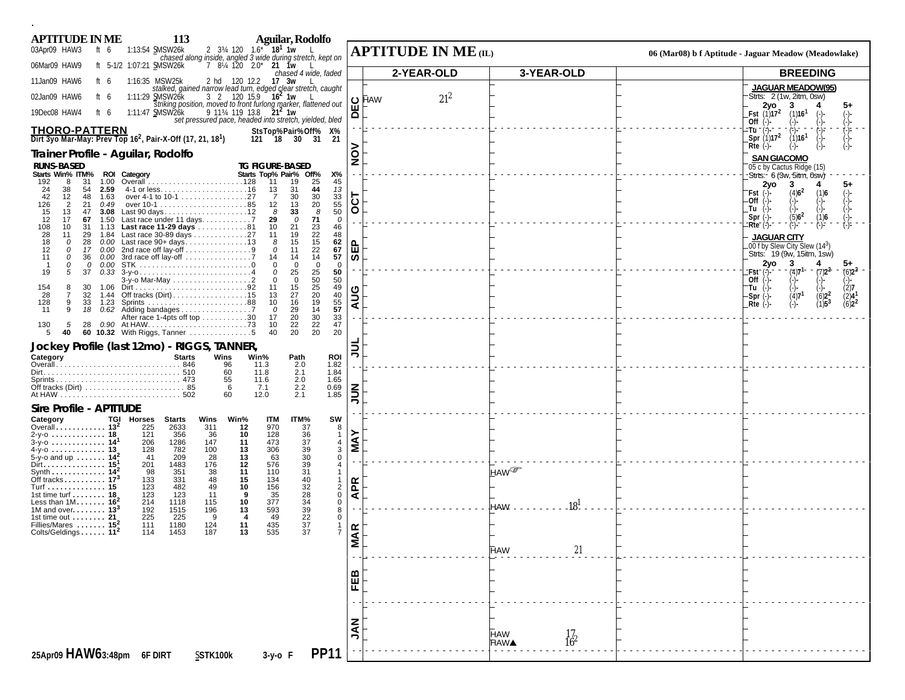## APTITUDE IN ME 113 Aguilar, Rodolfo

| | | | | | | | | | | | |
|---|---|---|---|---|---|---|---|---|---|---|---|
| 03Apr09 | HAW3 | ft | 6 | 1:13:54 | SMSW26k | 2 3¾ | 120 | 1.6* | 18[1] | 1w | L |
| | | | | | *chased along inside, angled 3 wide during stretch, kept on* | | | | | | |
| 06Mar09 | HAW9 | ft | 5-1/2 | 1:07:21 | SMSW26k | 7 8¼ | 120 | 2.0* | 21 | 1w | L |
| | | | | | *chased 4 wide, faded* | | | | | | |
| 11Jan09 | HAW6 | ft | 6 | 1:16:35 | MSW25k | 2 hd | 120 | 12.2 | 17 | 3w | L |
| | | | | | *stalked, gained narrow lead turn, edged clear stretch, caught* | | | | | | |
| 02Jan09 | HAW6 | ft | 6 | 1:11:29 | SMSW26k | 3 2 | 120 | 15.9 | 16[2] | 1w | L |
| | | | | | *striking position, moved to front furlong marker, flattened out* | | | | | | |
| 19Dec08 | HAW4 | ft | 6 | 1:11:47 | SMSW26k | 9 11¾ | 119 | 13.8 | 21[2] | 1w | |
| | | | | | *set pressured pace, headed into stretch, yielded, bled* | | | | | | |

### THORO-PATTERN

Dirt 3yo Mar-May: Prev Top 16², Pair-X-Off (17, 21, 18¹)

| StsTop% | Pair% | Off% | X% |
|---|---|---|---|
| 121 18 | 30 | 31 | 21 |

### Trainer Profile - Aguilar, Rodolfo

| RUNS-BASED Starts | Win% | ITM% | ROI | Category | TG FIGURE-BASED Starts | Top% | Pair% | Off% | X% |
|---|---|---|---|---|---|---|---|---|---|
| 192 | 8 | 31 | 1.00 | Overall | 128 | 11 | 19 | 25 | 45 |
| 24 | 38 | 54 | 2.59 | 4-1 or less | 16 | 13 | 31 | 44 | 13 |
| 42 | 12 | 48 | 1.63 | over 4-1 to 10-1 | 27 | 7 | 30 | 30 | 33 |
| 126 | 2 | 21 | 0.49 | over 10-1 | 85 | 12 | 13 | 20 | 55 |
| 15 | 13 | 47 | 3.08 | Last 90 days | 12 | 8 | 33 | 8 | 50 |
| 12 | 17 | 67 | 1.50 | Last race under 11 days | 7 | 29 | 0 | 71 | 0 |
| 108 | 10 | 31 | 1.13 | Last race 11-29 days | 81 | 10 | 21 | 23 | 46 |
| 28 | 11 | 29 | 1.84 | Last race 30-89 days | 27 | 11 | 19 | 22 | 48 |
| 18 | 0 | 28 | 0.00 | Last race 90+ days | 13 | 8 | 15 | 15 | 62 |
| 12 | 0 | 17 | 0.00 | 2nd race off lay-off | 9 | 0 | 11 | 22 | 67 |
| 11 | 0 | 36 | 0.00 | 3rd race off lay-off | 7 | 14 | 14 | 14 | 57 |
| 1 | 0 | 0 | 0.00 | STK | 0 | 0 | 0 | 0 | 0 |
| 19 | 5 | 37 | 0.33 | 3-y-o | 4 | 0 | 25 | 25 | 50 |
| | | | | 3-y-o Mar-May | 2 | 0 | 0 | 50 | 50 |
| 154 | 8 | 30 | 1.06 | Dirt | 92 | 11 | 15 | 25 | 49 |
| 28 | 7 | 32 | 1.44 | Off tracks (Dirt) | 15 | 13 | 27 | 20 | 40 |
| 128 | 9 | 33 | 1.23 | Sprints | 88 | 10 | 16 | 19 | 55 |
| 11 | 9 | 18 | 0.62 | Adding bandages | 7 | 0 | 29 | 14 | 57 |
| | | | | After race 1-4pts off top | 30 | 17 | 20 | 30 | 33 |
| 130 | 5 | 28 | 0.90 | At HAW | 73 | 10 | 22 | 22 | 47 |
| 5 | 40 | 60 | 10.32 | With Riggs, Tanner | 5 | 40 | 20 | 20 | 20 |

### Jockey Profile (last 12mo) - RIGGS, TANNER,

| Category | Starts | Wins | Win% | Path | ROI |
|---|---|---|---|---|---|
| Overall | 846 | 96 | 11.3 | 2.0 | 1.82 |
| Dirt | 510 | 60 | 11.8 | 2.1 | 1.84 |
| Sprints | 473 | 55 | 11.6 | 2.0 | 1.65 |
| Off tracks (Dirt) | 85 | 6 | 7.1 | 2.2 | 0.69 |
| At HAW | 502 | 60 | 12.0 | 2.1 | 1.85 |

### Sire Profile - APTITUDE

| Category | TGI | Horses | Starts | Wins | Win% | ITM | ITM% | SW |
|---|---|---|---|---|---|---|---|---|
| Overall | 13² | 225 | 2633 | 311 | 12 | 970 | 37 | 8 |
| 2-y-o | 18 | 121 | 356 | 36 | 10 | 128 | 36 | 1 |
| 3-y-o | 14¹ | 206 | 1286 | 147 | 11 | 473 | 37 | 4 |
| 4-y-o | 13 | 128 | 782 | 100 | 13 | 306 | 39 | 3 |
| 5-y-o and up | 14² | 41 | 209 | 28 | 13 | 63 | 30 | 0 |
| Dirt | 15¹ | 201 | 1483 | 176 | 12 | 576 | 39 | 4 |
| Synth | 14² | 98 | 351 | 38 | 11 | 110 | 31 | 1 |
| Off tracks | 17³ | 133 | 331 | 48 | 15 | 134 | 40 | 1 |
| Turf | 15 | 123 | 482 | 49 | 10 | 156 | 32 | 2 |
| 1st time turf | 18 | 123 | 123 | 11 | 9 | 35 | 28 | 0 |
| Less than 1M | 16² | 214 | 1118 | 115 | 10 | 377 | 34 | 0 |
| 1M and over | 13³ | 192 | 1515 | 196 | 13 | 593 | 39 | 8 |
| 1st time out | 21 | 225 | 225 | 9 | 4 | 49 | 22 | 0 |
| Fillies/Mares | 15² | 111 | 1180 | 124 | 11 | 435 | 37 | 1 |
| Colts/Geldings | 11² | 114 | 1453 | 187 | 13 | 535 | 37 | 7 |

25Apr09 HAW6 3:48pm 6F DIRT SSTK100k 3-y-o F PP11

## APTITUDE IN ME (IL)

06 (Mar08) b f Aptitude - Jaguar Meadow (Meadowlake)

2-YEAR-OLD
DEC: HAW 21²

3-YEAR-OLD
APR: HAW☞
APR: HAW 18¹
MAR: HAW 21
JAN: HAW 17
JAN: HAW▲ 16²

### BREEDING

**JAGUAR MEADOW(95)**
Strts: 2 (1w, 2itm, 0sw)

| | 2yo | 3 | 4 | 5+ |
|---|---|---|---|---|
| Fst | (1)17² | (1)16¹ | (-)- | (-)- |
| Off | (-)- | (-)- | (-)- | (-)- |
| Tu | (-)- | (-)- | (-)- | (-)- |
| Spr | (1)17² | (1)16¹ | (-)- | (-)- |
| Rte | (-)- | (-)- | (-)- | (-)- |

**SAN GIACOMO**
05 c by Cactus Ridge (15)
Strts: 6 (3w, 5itm, 0sw)

| | 2yo | 3 | 4 | 5+ |
|---|---|---|---|---|
| Fst | (-)- | (4)6² | (1)6 | (-)- |
| Off | (-)- | (-)- | (-)- | (-)- |
| Tu | (-)- | (-)- | (-)- | (-)- |
| Spr | (-)- | (5)6² | (1)6 | (-)- |
| Rte | (-)- | (-)- | (-)- | (-)- |

**JAGUAR CITY**
00 f by Slew City Slew (14³)
Strts: 19 (9w, 15itm, 1sw)

| | 2yo | 3 | 4 | 5+ |
|---|---|---|---|---|
| Fst | (-)- | (4)7¹ | (7)2² | (6)2² |
| Off | (-)- | (-)- | (-)- | (-)- |
| Tu | (-)- | (-)- | (-)- | (2)7 |
| Spr | (-)- | (4)7¹ | (6)2² | (2)4¹ |
| Rte | (-)- | (-)- | (1)5³ | (6)2² |